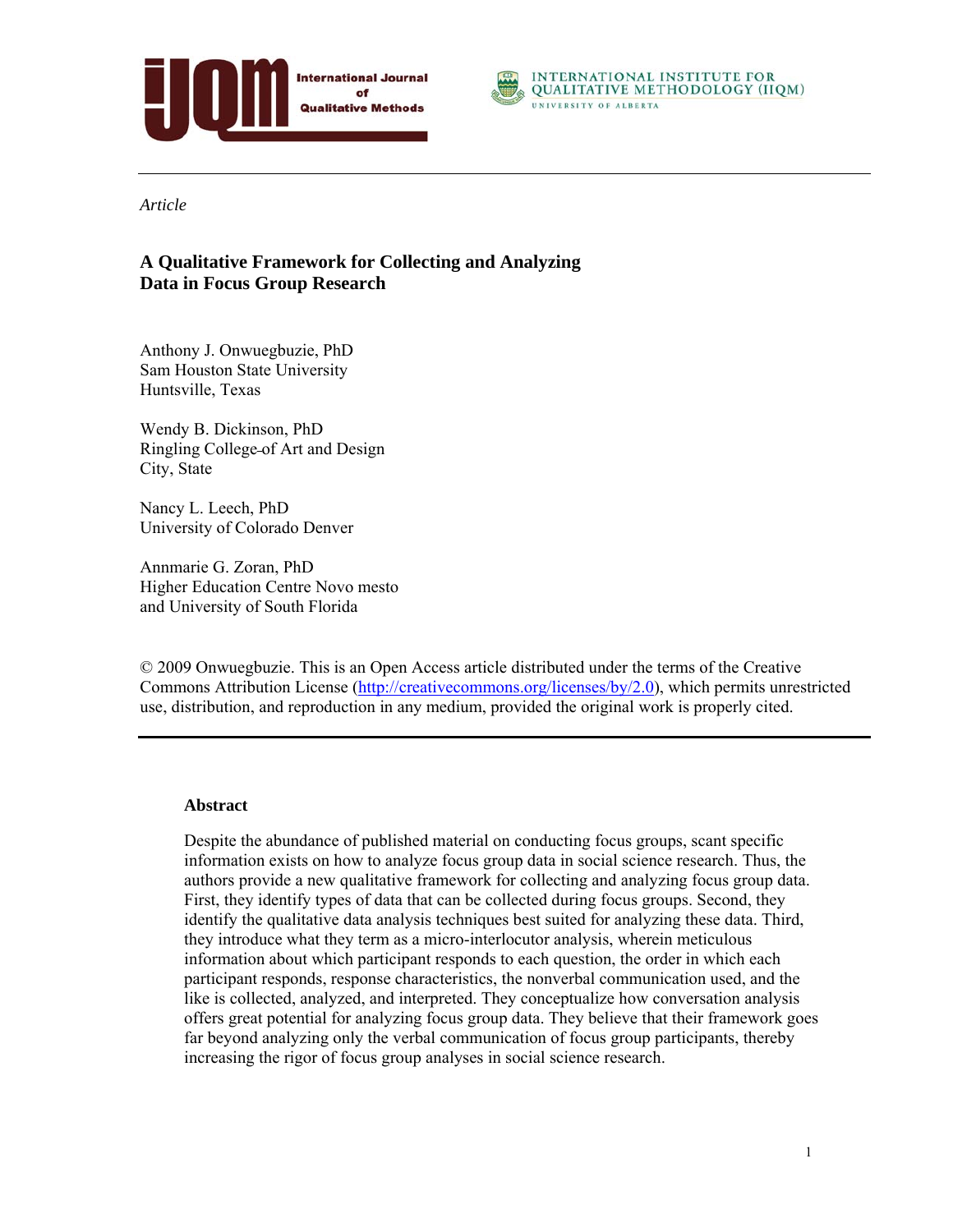*Article*

# A Qualitative Framework for Collecting and Analyzing Data in Focus Group Research

Anthony J. Onwuegbuzie, PhD
Sam Houston State University
Huntsville, Texas

Wendy B. Dickinson, PhD
Ringling College of Art and Design
City, State

Nancy L. Leech, PhD
University of Colorado Denver

Annmarie G. Zoran, PhD
Higher Education Centre Novo mesto
and University of South Florida

© 2009 Onwuegbuzie. This is an Open Access article distributed under the terms of the Creative Commons Attribution License (http://creativecommons.org/licenses/by/2.0), which permits unrestricted use, distribution, and reproduction in any medium, provided the original work is properly cited.

## Abstract

Despite the abundance of published material on conducting focus groups, scant specific information exists on how to analyze focus group data in social science research. Thus, the authors provide a new qualitative framework for collecting and analyzing focus group data. First, they identify types of data that can be collected during focus groups. Second, they identify the qualitative data analysis techniques best suited for analyzing these data. Third, they introduce what they term as a micro-interlocutor analysis, wherein meticulous information about which participant responds to each question, the order in which each participant responds, response characteristics, the nonverbal communication used, and the like is collected, analyzed, and interpreted. They conceptualize how conversation analysis offers great potential for analyzing focus group data. They believe that their framework goes far beyond analyzing only the verbal communication of focus group participants, thereby increasing the rigor of focus group analyses in social science research.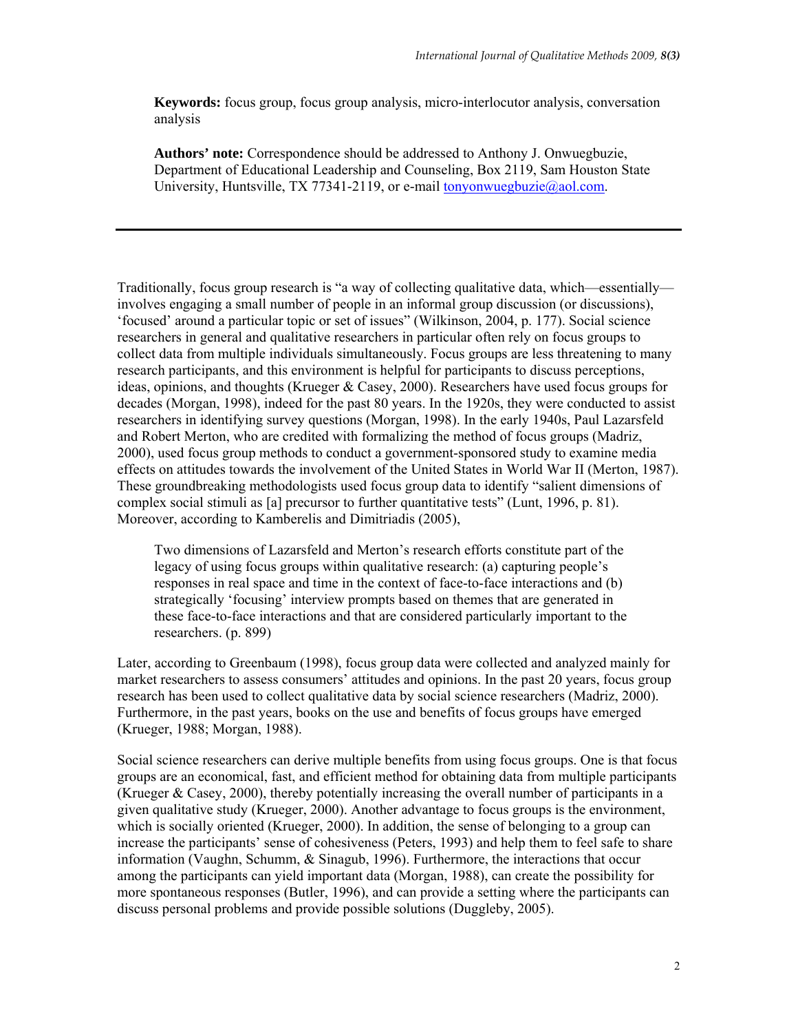**Keywords:** focus group, focus group analysis, micro-interlocutor analysis, conversation analysis

**Authors' note:** Correspondence should be addressed to Anthony J. Onwuegbuzie, Department of Educational Leadership and Counseling, Box 2119, Sam Houston State University, Huntsville, TX 77341-2119, or e-mail tonyonwuegbuzie@aol.com.

---

Traditionally, focus group research is "a way of collecting qualitative data, which—essentially—involves engaging a small number of people in an informal group discussion (or discussions), 'focused' around a particular topic or set of issues" (Wilkinson, 2004, p. 177). Social science researchers in general and qualitative researchers in particular often rely on focus groups to collect data from multiple individuals simultaneously. Focus groups are less threatening to many research participants, and this environment is helpful for participants to discuss perceptions, ideas, opinions, and thoughts (Krueger & Casey, 2000). Researchers have used focus groups for decades (Morgan, 1998), indeed for the past 80 years. In the 1920s, they were conducted to assist researchers in identifying survey questions (Morgan, 1998). In the early 1940s, Paul Lazarsfeld and Robert Merton, who are credited with formalizing the method of focus groups (Madriz, 2000), used focus group methods to conduct a government-sponsored study to examine media effects on attitudes towards the involvement of the United States in World War II (Merton, 1987). These groundbreaking methodologists used focus group data to identify "salient dimensions of complex social stimuli as [a] precursor to further quantitative tests" (Lunt, 1996, p. 81). Moreover, according to Kamberelis and Dimitriadis (2005),

> Two dimensions of Lazarsfeld and Merton's research efforts constitute part of the legacy of using focus groups within qualitative research: (a) capturing people's responses in real space and time in the context of face-to-face interactions and (b) strategically 'focusing' interview prompts based on themes that are generated in these face-to-face interactions and that are considered particularly important to the researchers. (p. 899)

Later, according to Greenbaum (1998), focus group data were collected and analyzed mainly for market researchers to assess consumers' attitudes and opinions. In the past 20 years, focus group research has been used to collect qualitative data by social science researchers (Madriz, 2000). Furthermore, in the past years, books on the use and benefits of focus groups have emerged (Krueger, 1988; Morgan, 1988).

Social science researchers can derive multiple benefits from using focus groups. One is that focus groups are an economical, fast, and efficient method for obtaining data from multiple participants (Krueger & Casey, 2000), thereby potentially increasing the overall number of participants in a given qualitative study (Krueger, 2000). Another advantage to focus groups is the environment, which is socially oriented (Krueger, 2000). In addition, the sense of belonging to a group can increase the participants' sense of cohesiveness (Peters, 1993) and help them to feel safe to share information (Vaughn, Schumm, & Sinagub, 1996). Furthermore, the interactions that occur among the participants can yield important data (Morgan, 1988), can create the possibility for more spontaneous responses (Butler, 1996), and can provide a setting where the participants can discuss personal problems and provide possible solutions (Duggleby, 2005).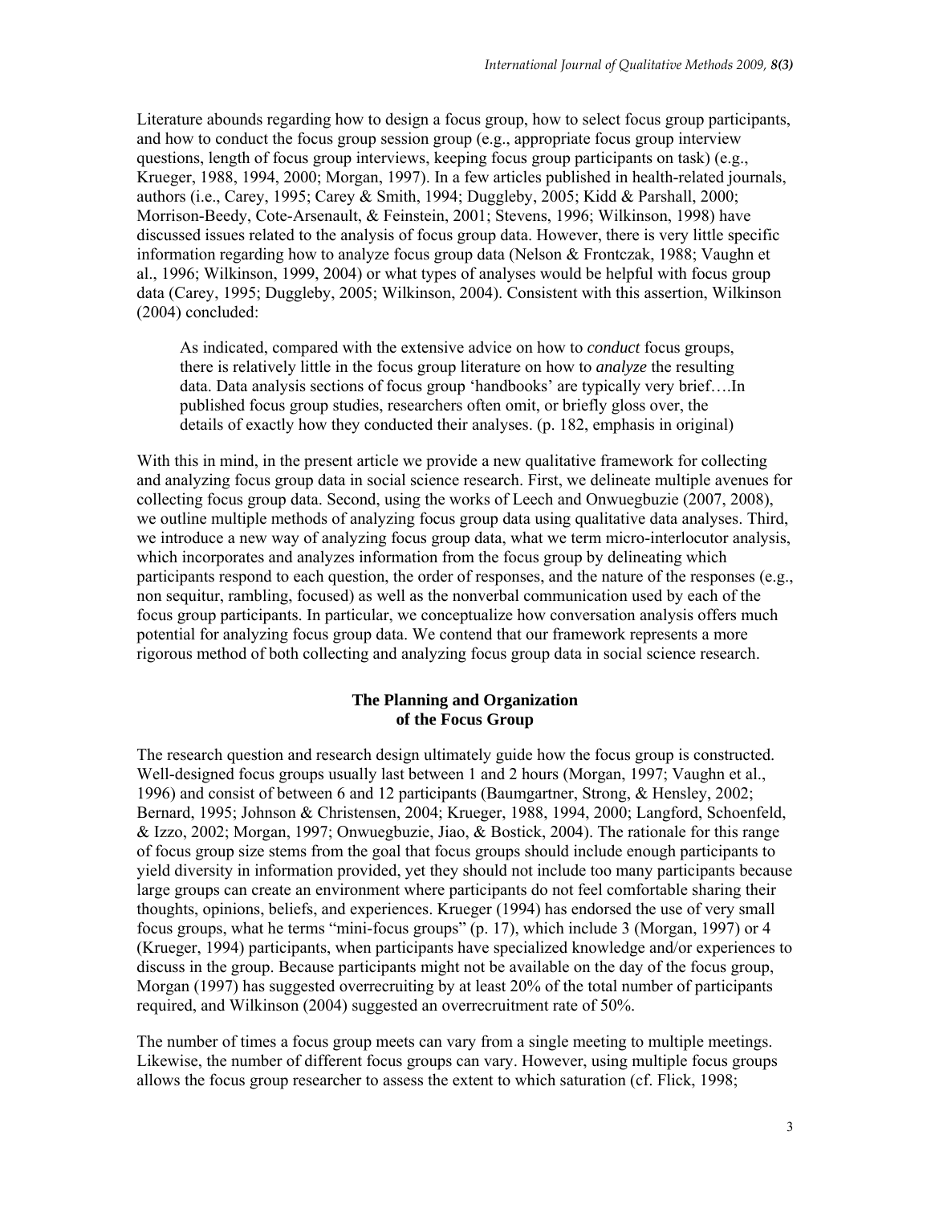Literature abounds regarding how to design a focus group, how to select focus group participants, and how to conduct the focus group session group (e.g., appropriate focus group interview questions, length of focus group interviews, keeping focus group participants on task) (e.g., Krueger, 1988, 1994, 2000; Morgan, 1997). In a few articles published in health-related journals, authors (i.e., Carey, 1995; Carey & Smith, 1994; Duggleby, 2005; Kidd & Parshall, 2000; Morrison-Beedy, Cote-Arsenault, & Feinstein, 2001; Stevens, 1996; Wilkinson, 1998) have discussed issues related to the analysis of focus group data. However, there is very little specific information regarding how to analyze focus group data (Nelson & Frontczak, 1988; Vaughn et al., 1996; Wilkinson, 1999, 2004) or what types of analyses would be helpful with focus group data (Carey, 1995; Duggleby, 2005; Wilkinson, 2004). Consistent with this assertion, Wilkinson (2004) concluded:

> As indicated, compared with the extensive advice on how to *conduct* focus groups, there is relatively little in the focus group literature on how to *analyze* the resulting data. Data analysis sections of focus group 'handbooks' are typically very brief….In published focus group studies, researchers often omit, or briefly gloss over, the details of exactly how they conducted their analyses. (p. 182, emphasis in original)

With this in mind, in the present article we provide a new qualitative framework for collecting and analyzing focus group data in social science research. First, we delineate multiple avenues for collecting focus group data. Second, using the works of Leech and Onwuegbuzie (2007, 2008), we outline multiple methods of analyzing focus group data using qualitative data analyses. Third, we introduce a new way of analyzing focus group data, what we term micro-interlocutor analysis, which incorporates and analyzes information from the focus group by delineating which participants respond to each question, the order of responses, and the nature of the responses (e.g., non sequitur, rambling, focused) as well as the nonverbal communication used by each of the focus group participants. In particular, we conceptualize how conversation analysis offers much potential for analyzing focus group data. We contend that our framework represents a more rigorous method of both collecting and analyzing focus group data in social science research.

## The Planning and Organization of the Focus Group

The research question and research design ultimately guide how the focus group is constructed. Well-designed focus groups usually last between 1 and 2 hours (Morgan, 1997; Vaughn et al., 1996) and consist of between 6 and 12 participants (Baumgartner, Strong, & Hensley, 2002; Bernard, 1995; Johnson & Christensen, 2004; Krueger, 1988, 1994, 2000; Langford, Schoenfeld, & Izzo, 2002; Morgan, 1997; Onwuegbuzie, Jiao, & Bostick, 2004). The rationale for this range of focus group size stems from the goal that focus groups should include enough participants to yield diversity in information provided, yet they should not include too many participants because large groups can create an environment where participants do not feel comfortable sharing their thoughts, opinions, beliefs, and experiences. Krueger (1994) has endorsed the use of very small focus groups, what he terms "mini-focus groups" (p. 17), which include 3 (Morgan, 1997) or 4 (Krueger, 1994) participants, when participants have specialized knowledge and/or experiences to discuss in the group. Because participants might not be available on the day of the focus group, Morgan (1997) has suggested overrecruiting by at least 20% of the total number of participants required, and Wilkinson (2004) suggested an overrecruitment rate of 50%.

The number of times a focus group meets can vary from a single meeting to multiple meetings. Likewise, the number of different focus groups can vary. However, using multiple focus groups allows the focus group researcher to assess the extent to which saturation (cf. Flick, 1998;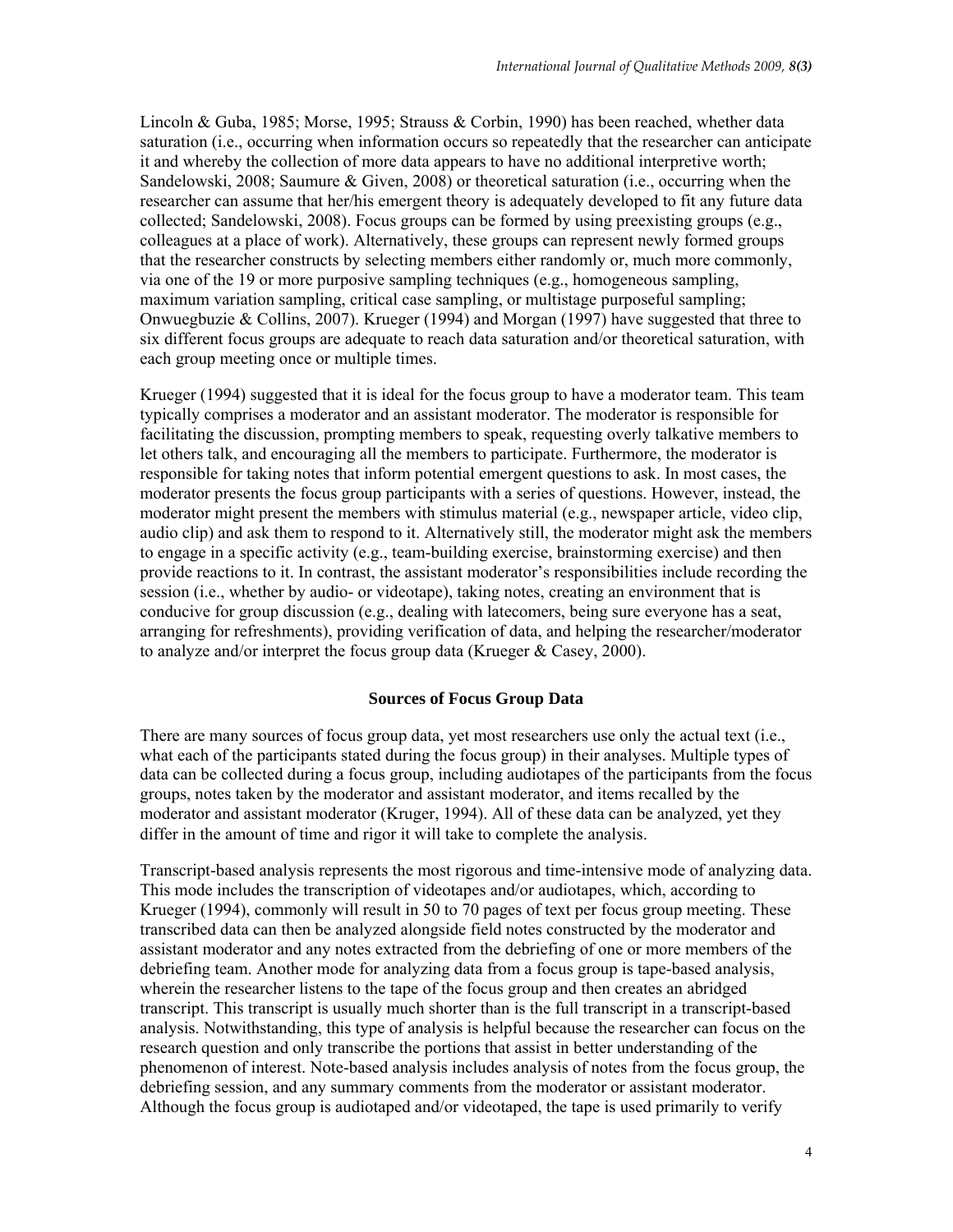Lincoln & Guba, 1985; Morse, 1995; Strauss & Corbin, 1990) has been reached, whether data saturation (i.e., occurring when information occurs so repeatedly that the researcher can anticipate it and whereby the collection of more data appears to have no additional interpretive worth; Sandelowski, 2008; Saumure & Given, 2008) or theoretical saturation (i.e., occurring when the researcher can assume that her/his emergent theory is adequately developed to fit any future data collected; Sandelowski, 2008). Focus groups can be formed by using preexisting groups (e.g., colleagues at a place of work). Alternatively, these groups can represent newly formed groups that the researcher constructs by selecting members either randomly or, much more commonly, via one of the 19 or more purposive sampling techniques (e.g., homogeneous sampling, maximum variation sampling, critical case sampling, or multistage purposeful sampling; Onwuegbuzie & Collins, 2007). Krueger (1994) and Morgan (1997) have suggested that three to six different focus groups are adequate to reach data saturation and/or theoretical saturation, with each group meeting once or multiple times.

Krueger (1994) suggested that it is ideal for the focus group to have a moderator team. This team typically comprises a moderator and an assistant moderator. The moderator is responsible for facilitating the discussion, prompting members to speak, requesting overly talkative members to let others talk, and encouraging all the members to participate. Furthermore, the moderator is responsible for taking notes that inform potential emergent questions to ask. In most cases, the moderator presents the focus group participants with a series of questions. However, instead, the moderator might present the members with stimulus material (e.g., newspaper article, video clip, audio clip) and ask them to respond to it. Alternatively still, the moderator might ask the members to engage in a specific activity (e.g., team-building exercise, brainstorming exercise) and then provide reactions to it. In contrast, the assistant moderator's responsibilities include recording the session (i.e., whether by audio- or videotape), taking notes, creating an environment that is conducive for group discussion (e.g., dealing with latecomers, being sure everyone has a seat, arranging for refreshments), providing verification of data, and helping the researcher/moderator to analyze and/or interpret the focus group data (Krueger & Casey, 2000).

## Sources of Focus Group Data

There are many sources of focus group data, yet most researchers use only the actual text (i.e., what each of the participants stated during the focus group) in their analyses. Multiple types of data can be collected during a focus group, including audiotapes of the participants from the focus groups, notes taken by the moderator and assistant moderator, and items recalled by the moderator and assistant moderator (Kruger, 1994). All of these data can be analyzed, yet they differ in the amount of time and rigor it will take to complete the analysis.

Transcript-based analysis represents the most rigorous and time-intensive mode of analyzing data. This mode includes the transcription of videotapes and/or audiotapes, which, according to Krueger (1994), commonly will result in 50 to 70 pages of text per focus group meeting. These transcribed data can then be analyzed alongside field notes constructed by the moderator and assistant moderator and any notes extracted from the debriefing of one or more members of the debriefing team. Another mode for analyzing data from a focus group is tape-based analysis, wherein the researcher listens to the tape of the focus group and then creates an abridged transcript. This transcript is usually much shorter than is the full transcript in a transcript-based analysis. Notwithstanding, this type of analysis is helpful because the researcher can focus on the research question and only transcribe the portions that assist in better understanding of the phenomenon of interest. Note-based analysis includes analysis of notes from the focus group, the debriefing session, and any summary comments from the moderator or assistant moderator. Although the focus group is audiotaped and/or videotaped, the tape is used primarily to verify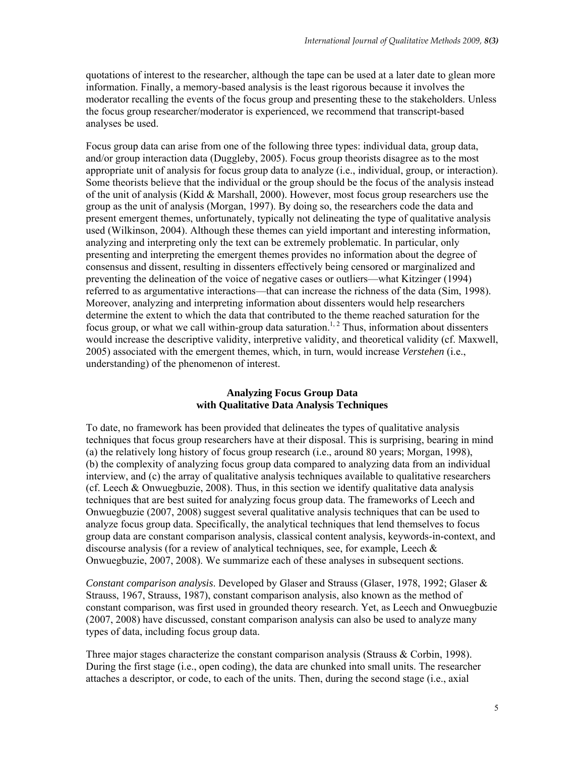quotations of interest to the researcher, although the tape can be used at a later date to glean more information. Finally, a memory-based analysis is the least rigorous because it involves the moderator recalling the events of the focus group and presenting these to the stakeholders. Unless the focus group researcher/moderator is experienced, we recommend that transcript-based analyses be used.

Focus group data can arise from one of the following three types: individual data, group data, and/or group interaction data (Duggleby, 2005). Focus group theorists disagree as to the most appropriate unit of analysis for focus group data to analyze (i.e., individual, group, or interaction). Some theorists believe that the individual or the group should be the focus of the analysis instead of the unit of analysis (Kidd & Marshall, 2000). However, most focus group researchers use the group as the unit of analysis (Morgan, 1997). By doing so, the researchers code the data and present emergent themes, unfortunately, typically not delineating the type of qualitative analysis used (Wilkinson, 2004). Although these themes can yield important and interesting information, analyzing and interpreting only the text can be extremely problematic. In particular, only presenting and interpreting the emergent themes provides no information about the degree of consensus and dissent, resulting in dissenters effectively being censored or marginalized and preventing the delineation of the voice of negative cases or outliers—what Kitzinger (1994) referred to as argumentative interactions—that can increase the richness of the data (Sim, 1998). Moreover, analyzing and interpreting information about dissenters would help researchers determine the extent to which the data that contributed to the theme reached saturation for the focus group, or what we call within-group data saturation.[1, 2] Thus, information about dissenters would increase the descriptive validity, interpretive validity, and theoretical validity (cf. Maxwell, 2005) associated with the emergent themes, which, in turn, would increase *Verstehen* (i.e., understanding) of the phenomenon of interest.

## Analyzing Focus Group Data with Qualitative Data Analysis Techniques

To date, no framework has been provided that delineates the types of qualitative analysis techniques that focus group researchers have at their disposal. This is surprising, bearing in mind (a) the relatively long history of focus group research (i.e., around 80 years; Morgan, 1998), (b) the complexity of analyzing focus group data compared to analyzing data from an individual interview, and (c) the array of qualitative analysis techniques available to qualitative researchers (cf. Leech & Onwuegbuzie, 2008). Thus, in this section we identify qualitative data analysis techniques that are best suited for analyzing focus group data. The frameworks of Leech and Onwuegbuzie (2007, 2008) suggest several qualitative analysis techniques that can be used to analyze focus group data. Specifically, the analytical techniques that lend themselves to focus group data are constant comparison analysis, classical content analysis, keywords-in-context, and discourse analysis (for a review of analytical techniques, see, for example, Leech & Onwuegbuzie, 2007, 2008). We summarize each of these analyses in subsequent sections.

*Constant comparison analysis*. Developed by Glaser and Strauss (Glaser, 1978, 1992; Glaser & Strauss, 1967, Strauss, 1987), constant comparison analysis, also known as the method of constant comparison, was first used in grounded theory research. Yet, as Leech and Onwuegbuzie (2007, 2008) have discussed, constant comparison analysis can also be used to analyze many types of data, including focus group data.

Three major stages characterize the constant comparison analysis (Strauss & Corbin, 1998). During the first stage (i.e., open coding), the data are chunked into small units. The researcher attaches a descriptor, or code, to each of the units. Then, during the second stage (i.e., axial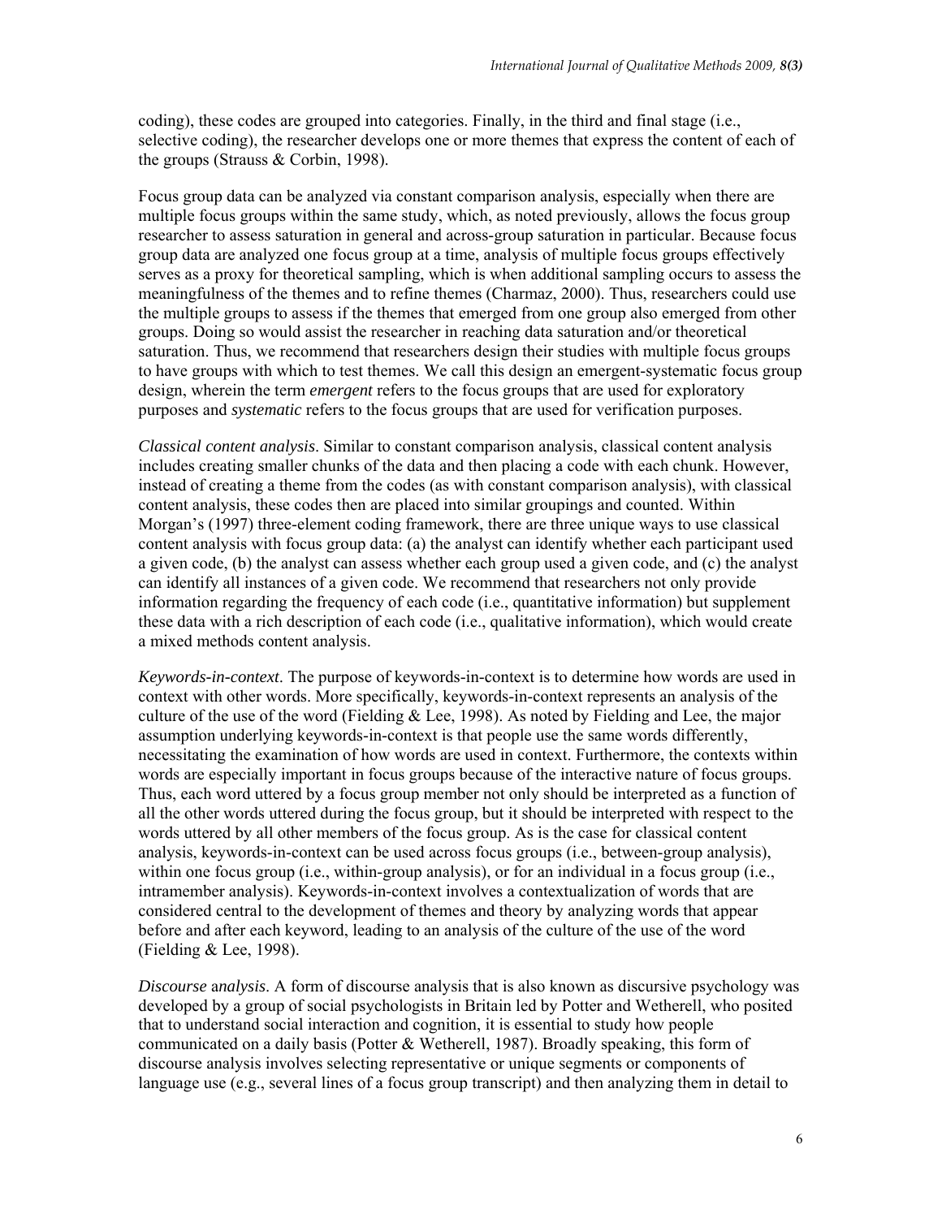coding), these codes are grouped into categories. Finally, in the third and final stage (i.e., selective coding), the researcher develops one or more themes that express the content of each of the groups (Strauss & Corbin, 1998).

Focus group data can be analyzed via constant comparison analysis, especially when there are multiple focus groups within the same study, which, as noted previously, allows the focus group researcher to assess saturation in general and across-group saturation in particular. Because focus group data are analyzed one focus group at a time, analysis of multiple focus groups effectively serves as a proxy for theoretical sampling, which is when additional sampling occurs to assess the meaningfulness of the themes and to refine themes (Charmaz, 2000). Thus, researchers could use the multiple groups to assess if the themes that emerged from one group also emerged from other groups. Doing so would assist the researcher in reaching data saturation and/or theoretical saturation. Thus, we recommend that researchers design their studies with multiple focus groups to have groups with which to test themes. We call this design an emergent-systematic focus group design, wherein the term *emergent* refers to the focus groups that are used for exploratory purposes and *systematic* refers to the focus groups that are used for verification purposes.

*Classical content analysis*. Similar to constant comparison analysis, classical content analysis includes creating smaller chunks of the data and then placing a code with each chunk. However, instead of creating a theme from the codes (as with constant comparison analysis), with classical content analysis, these codes then are placed into similar groupings and counted. Within Morgan's (1997) three-element coding framework, there are three unique ways to use classical content analysis with focus group data: (a) the analyst can identify whether each participant used a given code, (b) the analyst can assess whether each group used a given code, and (c) the analyst can identify all instances of a given code. We recommend that researchers not only provide information regarding the frequency of each code (i.e., quantitative information) but supplement these data with a rich description of each code (i.e., qualitative information), which would create a mixed methods content analysis.

*Keywords-in-context*. The purpose of keywords-in-context is to determine how words are used in context with other words. More specifically, keywords-in-context represents an analysis of the culture of the use of the word (Fielding & Lee, 1998). As noted by Fielding and Lee, the major assumption underlying keywords-in-context is that people use the same words differently, necessitating the examination of how words are used in context. Furthermore, the contexts within words are especially important in focus groups because of the interactive nature of focus groups. Thus, each word uttered by a focus group member not only should be interpreted as a function of all the other words uttered during the focus group, but it should be interpreted with respect to the words uttered by all other members of the focus group. As is the case for classical content analysis, keywords-in-context can be used across focus groups (i.e., between-group analysis), within one focus group (i.e., within-group analysis), or for an individual in a focus group (i.e., intramember analysis). Keywords-in-context involves a contextualization of words that are considered central to the development of themes and theory by analyzing words that appear before and after each keyword, leading to an analysis of the culture of the use of the word (Fielding & Lee, 1998).

*Discourse analysis*. A form of discourse analysis that is also known as discursive psychology was developed by a group of social psychologists in Britain led by Potter and Wetherell, who posited that to understand social interaction and cognition, it is essential to study how people communicated on a daily basis (Potter & Wetherell, 1987). Broadly speaking, this form of discourse analysis involves selecting representative or unique segments or components of language use (e.g., several lines of a focus group transcript) and then analyzing them in detail to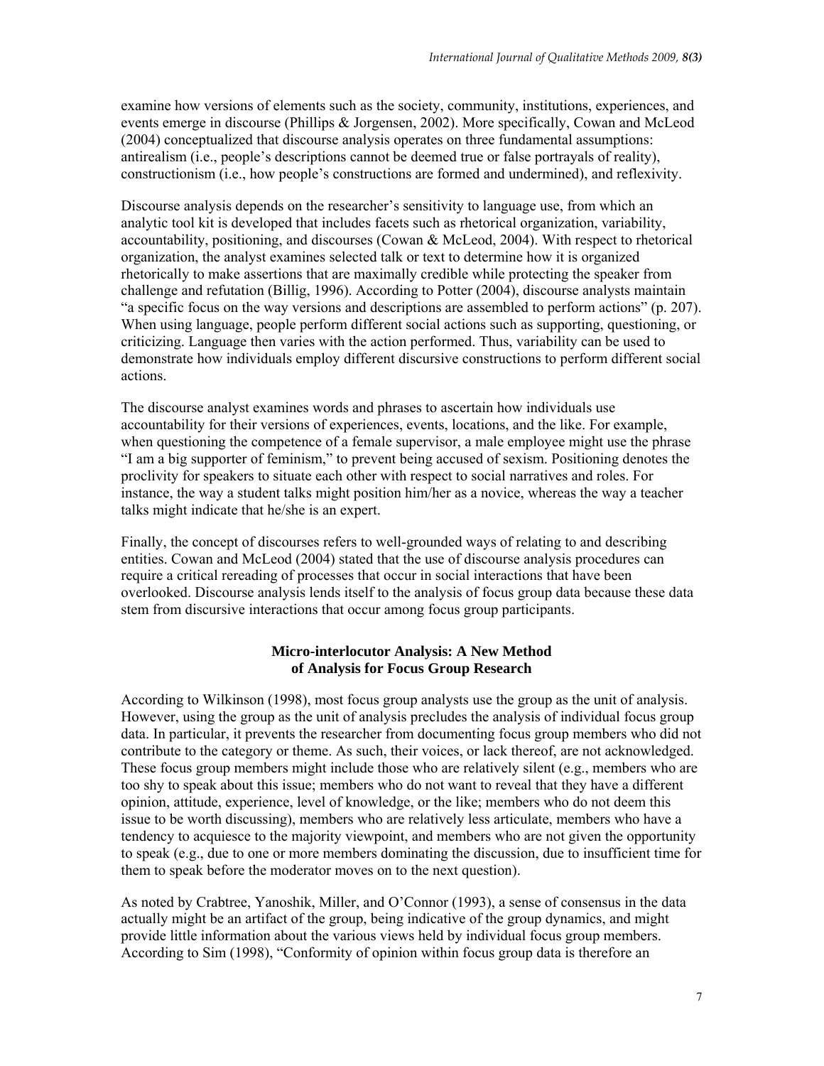examine how versions of elements such as the society, community, institutions, experiences, and events emerge in discourse (Phillips & Jorgensen, 2002). More specifically, Cowan and McLeod (2004) conceptualized that discourse analysis operates on three fundamental assumptions: antirealism (i.e., people's descriptions cannot be deemed true or false portrayals of reality), constructionism (i.e., how people's constructions are formed and undermined), and reflexivity.

Discourse analysis depends on the researcher's sensitivity to language use, from which an analytic tool kit is developed that includes facets such as rhetorical organization, variability, accountability, positioning, and discourses (Cowan & McLeod, 2004). With respect to rhetorical organization, the analyst examines selected talk or text to determine how it is organized rhetorically to make assertions that are maximally credible while protecting the speaker from challenge and refutation (Billig, 1996). According to Potter (2004), discourse analysts maintain "a specific focus on the way versions and descriptions are assembled to perform actions" (p. 207). When using language, people perform different social actions such as supporting, questioning, or criticizing. Language then varies with the action performed. Thus, variability can be used to demonstrate how individuals employ different discursive constructions to perform different social actions.

The discourse analyst examines words and phrases to ascertain how individuals use accountability for their versions of experiences, events, locations, and the like. For example, when questioning the competence of a female supervisor, a male employee might use the phrase "I am a big supporter of feminism," to prevent being accused of sexism. Positioning denotes the proclivity for speakers to situate each other with respect to social narratives and roles. For instance, the way a student talks might position him/her as a novice, whereas the way a teacher talks might indicate that he/she is an expert.

Finally, the concept of discourses refers to well-grounded ways of relating to and describing entities. Cowan and McLeod (2004) stated that the use of discourse analysis procedures can require a critical rereading of processes that occur in social interactions that have been overlooked. Discourse analysis lends itself to the analysis of focus group data because these data stem from discursive interactions that occur among focus group participants.

## Micro-interlocutor Analysis: A New Method of Analysis for Focus Group Research

According to Wilkinson (1998), most focus group analysts use the group as the unit of analysis. However, using the group as the unit of analysis precludes the analysis of individual focus group data. In particular, it prevents the researcher from documenting focus group members who did not contribute to the category or theme. As such, their voices, or lack thereof, are not acknowledged. These focus group members might include those who are relatively silent (e.g., members who are too shy to speak about this issue; members who do not want to reveal that they have a different opinion, attitude, experience, level of knowledge, or the like; members who do not deem this issue to be worth discussing), members who are relatively less articulate, members who have a tendency to acquiesce to the majority viewpoint, and members who are not given the opportunity to speak (e.g., due to one or more members dominating the discussion, due to insufficient time for them to speak before the moderator moves on to the next question).

As noted by Crabtree, Yanoshik, Miller, and O'Connor (1993), a sense of consensus in the data actually might be an artifact of the group, being indicative of the group dynamics, and might provide little information about the various views held by individual focus group members. According to Sim (1998), "Conformity of opinion within focus group data is therefore an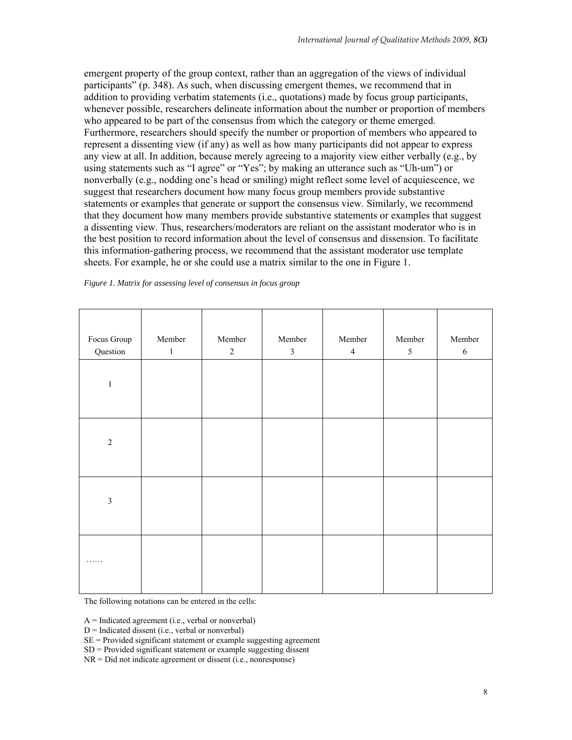emergent property of the group context, rather than an aggregation of the views of individual participants" (p. 348). As such, when discussing emergent themes, we recommend that in addition to providing verbatim statements (i.e., quotations) made by focus group participants, whenever possible, researchers delineate information about the number or proportion of members who appeared to be part of the consensus from which the category or theme emerged. Furthermore, researchers should specify the number or proportion of members who appeared to represent a dissenting view (if any) as well as how many participants did not appear to express any view at all. In addition, because merely agreeing to a majority view either verbally (e.g., by using statements such as "I agree" or "Yes"; by making an utterance such as "Uh-um") or nonverbally (e.g., nodding one's head or smiling) might reflect some level of acquiescence, we suggest that researchers document how many focus group members provide substantive statements or examples that generate or support the consensus view. Similarly, we recommend that they document how many members provide substantive statements or examples that suggest a dissenting view. Thus, researchers/moderators are reliant on the assistant moderator who is in the best position to record information about the level of consensus and dissension. To facilitate this information-gathering process, we recommend that the assistant moderator use template sheets. For example, he or she could use a matrix similar to the one in Figure 1.

*Figure 1. Matrix for assessing level of consensus in focus group*

| Focus Group Question | Member 1 | Member 2 | Member 3 | Member 4 | Member 5 | Member 6 |
|---|---|---|---|---|---|---|
| 1 | | | | | | |
| 2 | | | | | | |
| 3 | | | | | | |
| …… | | | | | | |

The following notations can be entered in the cells:

A = Indicated agreement (i.e., verbal or nonverbal)  
D = Indicated dissent (i.e., verbal or nonverbal)  
SE = Provided significant statement or example suggesting agreement  
SD = Provided significant statement or example suggesting dissent  
NR = Did not indicate agreement or dissent (i.e., nonresponse)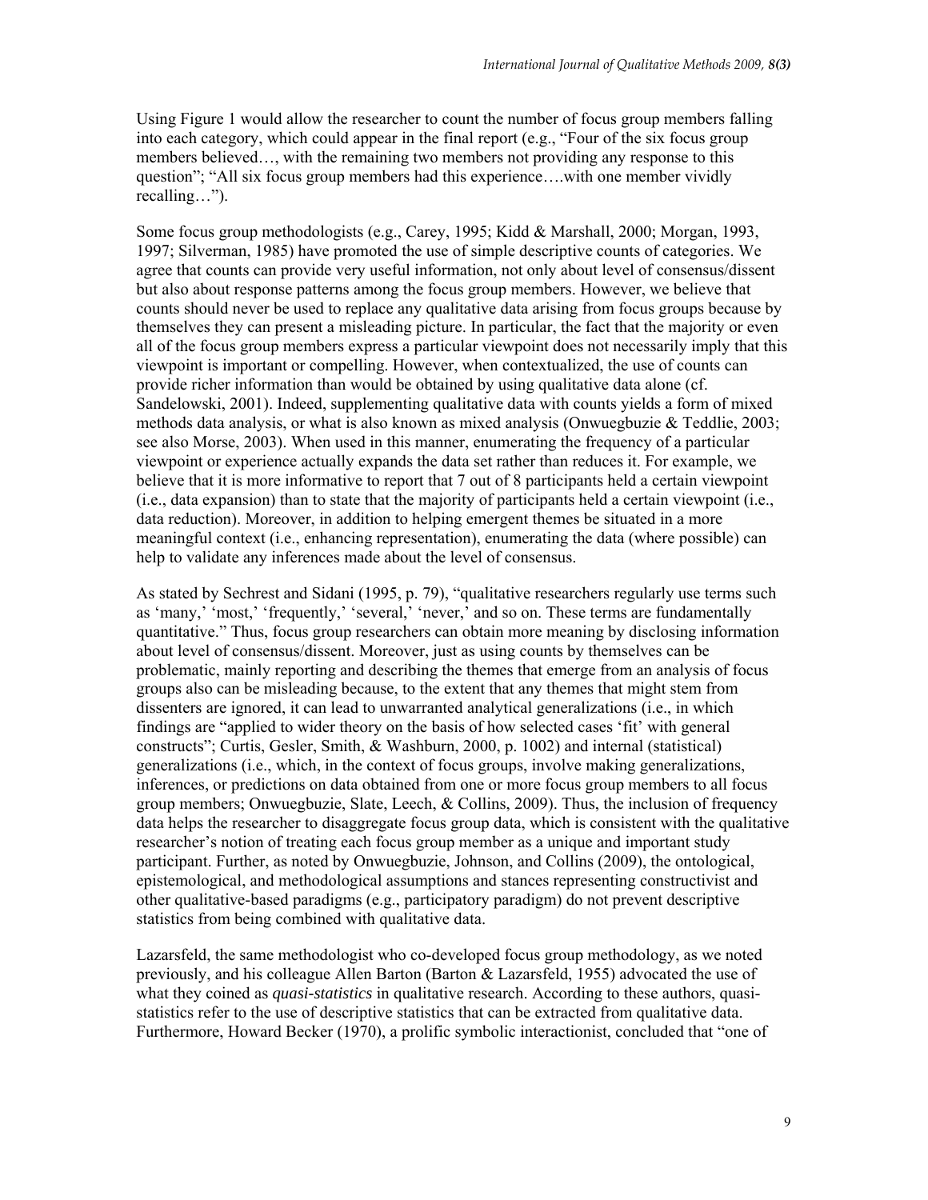Using Figure 1 would allow the researcher to count the number of focus group members falling into each category, which could appear in the final report (e.g., “Four of the six focus group members believed…, with the remaining two members not providing any response to this question”; “All six focus group members had this experience….with one member vividly recalling…”).

Some focus group methodologists (e.g., Carey, 1995; Kidd & Marshall, 2000; Morgan, 1993, 1997; Silverman, 1985) have promoted the use of simple descriptive counts of categories. We agree that counts can provide very useful information, not only about level of consensus/dissent but also about response patterns among the focus group members. However, we believe that counts should never be used to replace any qualitative data arising from focus groups because by themselves they can present a misleading picture. In particular, the fact that the majority or even all of the focus group members express a particular viewpoint does not necessarily imply that this viewpoint is important or compelling. However, when contextualized, the use of counts can provide richer information than would be obtained by using qualitative data alone (cf. Sandelowski, 2001). Indeed, supplementing qualitative data with counts yields a form of mixed methods data analysis, or what is also known as mixed analysis (Onwuegbuzie & Teddlie, 2003; see also Morse, 2003). When used in this manner, enumerating the frequency of a particular viewpoint or experience actually expands the data set rather than reduces it. For example, we believe that it is more informative to report that 7 out of 8 participants held a certain viewpoint (i.e., data expansion) than to state that the majority of participants held a certain viewpoint (i.e., data reduction). Moreover, in addition to helping emergent themes be situated in a more meaningful context (i.e., enhancing representation), enumerating the data (where possible) can help to validate any inferences made about the level of consensus.

As stated by Sechrest and Sidani (1995, p. 79), “qualitative researchers regularly use terms such as ‘many,’ ‘most,’ ‘frequently,’ ‘several,’ ‘never,’ and so on. These terms are fundamentally quantitative.” Thus, focus group researchers can obtain more meaning by disclosing information about level of consensus/dissent. Moreover, just as using counts by themselves can be problematic, mainly reporting and describing the themes that emerge from an analysis of focus groups also can be misleading because, to the extent that any themes that might stem from dissenters are ignored, it can lead to unwarranted analytical generalizations (i.e., in which findings are “applied to wider theory on the basis of how selected cases ‘fit’ with general constructs”; Curtis, Gesler, Smith, & Washburn, 2000, p. 1002) and internal (statistical) generalizations (i.e., which, in the context of focus groups, involve making generalizations, inferences, or predictions on data obtained from one or more focus group members to all focus group members; Onwuegbuzie, Slate, Leech, & Collins, 2009). Thus, the inclusion of frequency data helps the researcher to disaggregate focus group data, which is consistent with the qualitative researcher’s notion of treating each focus group member as a unique and important study participant. Further, as noted by Onwuegbuzie, Johnson, and Collins (2009), the ontological, epistemological, and methodological assumptions and stances representing constructivist and other qualitative-based paradigms (e.g., participatory paradigm) do not prevent descriptive statistics from being combined with qualitative data.

Lazarsfeld, the same methodologist who co-developed focus group methodology, as we noted previously, and his colleague Allen Barton (Barton & Lazarsfeld, 1955) advocated the use of what they coined as *quasi-statistics* in qualitative research. According to these authors, quasi-statistics refer to the use of descriptive statistics that can be extracted from qualitative data. Furthermore, Howard Becker (1970), a prolific symbolic interactionist, concluded that “one of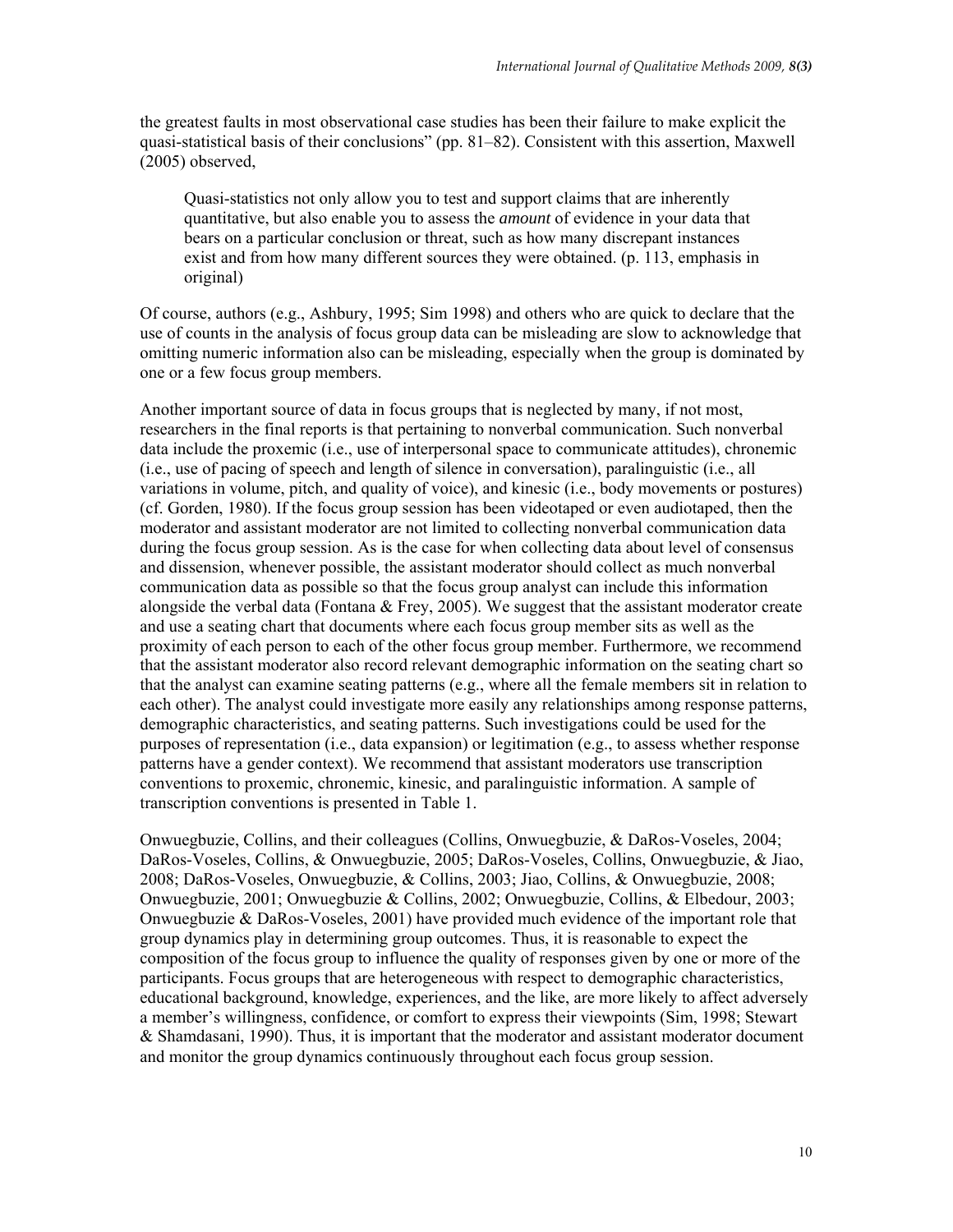the greatest faults in most observational case studies has been their failure to make explicit the quasi-statistical basis of their conclusions" (pp. 81–82). Consistent with this assertion, Maxwell (2005) observed,

> Quasi-statistics not only allow you to test and support claims that are inherently quantitative, but also enable you to assess the *amount* of evidence in your data that bears on a particular conclusion or threat, such as how many discrepant instances exist and from how many different sources they were obtained. (p. 113, emphasis in original)

Of course, authors (e.g., Ashbury, 1995; Sim 1998) and others who are quick to declare that the use of counts in the analysis of focus group data can be misleading are slow to acknowledge that omitting numeric information also can be misleading, especially when the group is dominated by one or a few focus group members.

Another important source of data in focus groups that is neglected by many, if not most, researchers in the final reports is that pertaining to nonverbal communication. Such nonverbal data include the proxemic (i.e., use of interpersonal space to communicate attitudes), chronemic (i.e., use of pacing of speech and length of silence in conversation), paralinguistic (i.e., all variations in volume, pitch, and quality of voice), and kinesic (i.e., body movements or postures) (cf. Gorden, 1980). If the focus group session has been videotaped or even audiotaped, then the moderator and assistant moderator are not limited to collecting nonverbal communication data during the focus group session. As is the case for when collecting data about level of consensus and dissension, whenever possible, the assistant moderator should collect as much nonverbal communication data as possible so that the focus group analyst can include this information alongside the verbal data (Fontana & Frey, 2005). We suggest that the assistant moderator create and use a seating chart that documents where each focus group member sits as well as the proximity of each person to each of the other focus group member. Furthermore, we recommend that the assistant moderator also record relevant demographic information on the seating chart so that the analyst can examine seating patterns (e.g., where all the female members sit in relation to each other). The analyst could investigate more easily any relationships among response patterns, demographic characteristics, and seating patterns. Such investigations could be used for the purposes of representation (i.e., data expansion) or legitimation (e.g., to assess whether response patterns have a gender context). We recommend that assistant moderators use transcription conventions to proxemic, chronemic, kinesic, and paralinguistic information. A sample of transcription conventions is presented in Table 1.

Onwuegbuzie, Collins, and their colleagues (Collins, Onwuegbuzie, & DaRos-Voseles, 2004; DaRos-Voseles, Collins, & Onwuegbuzie, 2005; DaRos-Voseles, Collins, Onwuegbuzie, & Jiao, 2008; DaRos-Voseles, Onwuegbuzie, & Collins, 2003; Jiao, Collins, & Onwuegbuzie, 2008; Onwuegbuzie, 2001; Onwuegbuzie & Collins, 2002; Onwuegbuzie, Collins, & Elbedour, 2003; Onwuegbuzie & DaRos-Voseles, 2001) have provided much evidence of the important role that group dynamics play in determining group outcomes. Thus, it is reasonable to expect the composition of the focus group to influence the quality of responses given by one or more of the participants. Focus groups that are heterogeneous with respect to demographic characteristics, educational background, knowledge, experiences, and the like, are more likely to affect adversely a member's willingness, confidence, or comfort to express their viewpoints (Sim, 1998; Stewart & Shamdasani, 1990). Thus, it is important that the moderator and assistant moderator document and monitor the group dynamics continuously throughout each focus group session.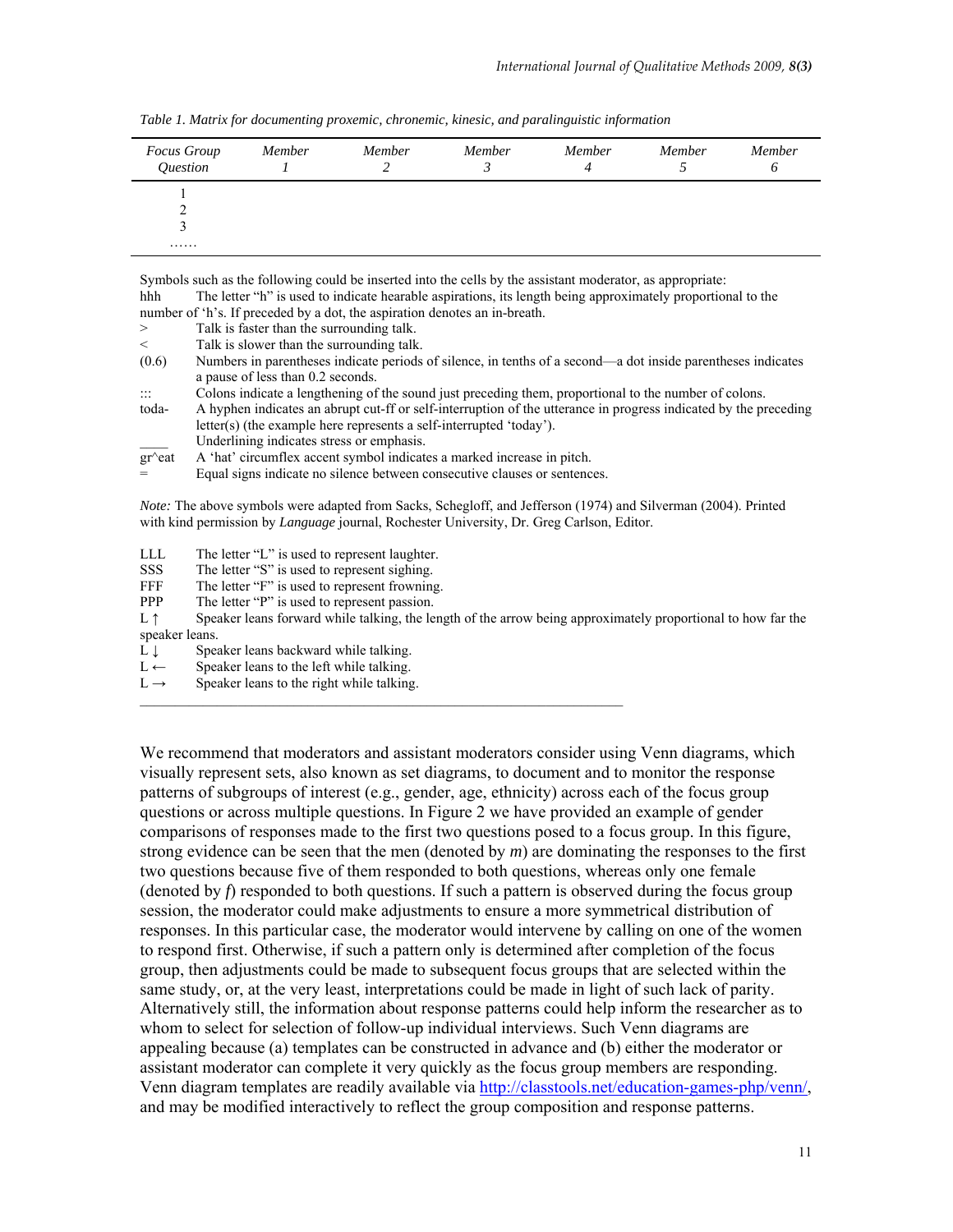*Table 1. Matrix for documenting proxemic, chronemic, kinesic, and paralinguistic information*

| *Focus Group Question* | *Member 1* | *Member 2* | *Member 3* | *Member 4* | *Member 5* | *Member 6* |
|---|---|---|---|---|---|---|
| 1 | | | | | | |
| 2 | | | | | | |
| 3 | | | | | | |
| …… | | | | | | |

Symbols such as the following could be inserted into the cells by the assistant moderator, as appropriate:

hhh The letter "h" is used to indicate hearable aspirations, its length being approximately proportional to the number of 'h's. If preceded by a dot, the aspiration denotes an in-breath.

> Talk is faster than the surrounding talk.

< Talk is slower than the surrounding talk.

(0.6) Numbers in parentheses indicate periods of silence, in tenths of a second—a dot inside parentheses indicates a pause of less than 0.2 seconds.

::: Colons indicate a lengthening of the sound just preceding them, proportional to the number of colons.

toda- A hyphen indicates an abrupt cut-ff or self-interruption of the utterance in progress indicated by the preceding letter(s) (the example here represents a self-interrupted 'today').

____ Underlining indicates stress or emphasis.

gr^eat A 'hat' circumflex accent symbol indicates a marked increase in pitch.

= Equal signs indicate no silence between consecutive clauses or sentences.

*Note:* The above symbols were adapted from Sacks, Schegloff, and Jefferson (1974) and Silverman (2004). Printed with kind permission by *Language* journal, Rochester University, Dr. Greg Carlson, Editor.

LLL The letter "L" is used to represent laughter.

SSS The letter "S" is used to represent sighing.

FFF The letter "F" is used to represent frowning.

PPP The letter "P" is used to represent passion.

L ↑ Speaker leans forward while talking, the length of the arrow being approximately proportional to how far the speaker leans.

L ↓ Speaker leans backward while talking.

L ← Speaker leans to the left while talking.

L → Speaker leans to the right while talking.

---

We recommend that moderators and assistant moderators consider using Venn diagrams, which visually represent sets, also known as set diagrams, to document and to monitor the response patterns of subgroups of interest (e.g., gender, age, ethnicity) across each of the focus group questions or across multiple questions. In Figure 2 we have provided an example of gender comparisons of responses made to the first two questions posed to a focus group. In this figure, strong evidence can be seen that the men (denoted by *m*) are dominating the responses to the first two questions because five of them responded to both questions, whereas only one female (denoted by *f*) responded to both questions. If such a pattern is observed during the focus group session, the moderator could make adjustments to ensure a more symmetrical distribution of responses. In this particular case, the moderator would intervene by calling on one of the women to respond first. Otherwise, if such a pattern only is determined after completion of the focus group, then adjustments could be made to subsequent focus groups that are selected within the same study, or, at the very least, interpretations could be made in light of such lack of parity. Alternatively still, the information about response patterns could help inform the researcher as to whom to select for selection of follow-up individual interviews. Such Venn diagrams are appealing because (a) templates can be constructed in advance and (b) either the moderator or assistant moderator can complete it very quickly as the focus group members are responding. Venn diagram templates are readily available via http://classtools.net/education-games-php/venn/, and may be modified interactively to reflect the group composition and response patterns.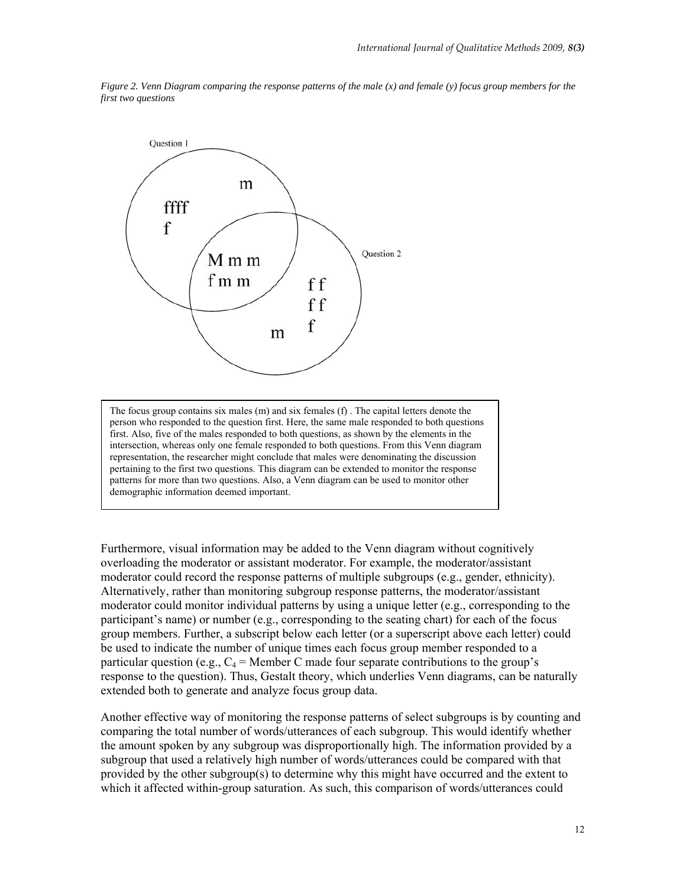*Figure 2. Venn Diagram comparing the response patterns of the male (x) and female (y) focus group members for the first two questions*

The focus group contains six males (m) and six females (f) . The capital letters denote the person who responded to the question first. Here, the same male responded to both questions first. Also, five of the males responded to both questions, as shown by the elements in the intersection, whereas only one female responded to both questions. From this Venn diagram representation, the researcher might conclude that males were denominating the discussion pertaining to the first two questions. This diagram can be extended to monitor the response patterns for more than two questions. Also, a Venn diagram can be used to monitor other demographic information deemed important.

Furthermore, visual information may be added to the Venn diagram without cognitively overloading the moderator or assistant moderator. For example, the moderator/assistant moderator could record the response patterns of multiple subgroups (e.g., gender, ethnicity). Alternatively, rather than monitoring subgroup response patterns, the moderator/assistant moderator could monitor individual patterns by using a unique letter (e.g., corresponding to the participant's name) or number (e.g., corresponding to the seating chart) for each of the focus group members. Further, a subscript below each letter (or a superscript above each letter) could be used to indicate the number of unique times each focus group member responded to a particular question (e.g., $C_4$ = Member C made four separate contributions to the group's response to the question). Thus, Gestalt theory, which underlies Venn diagrams, can be naturally extended both to generate and analyze focus group data.

Another effective way of monitoring the response patterns of select subgroups is by counting and comparing the total number of words/utterances of each subgroup. This would identify whether the amount spoken by any subgroup was disproportionally high. The information provided by a subgroup that used a relatively high number of words/utterances could be compared with that provided by the other subgroup(s) to determine why this might have occurred and the extent to which it affected within-group saturation. As such, this comparison of words/utterances could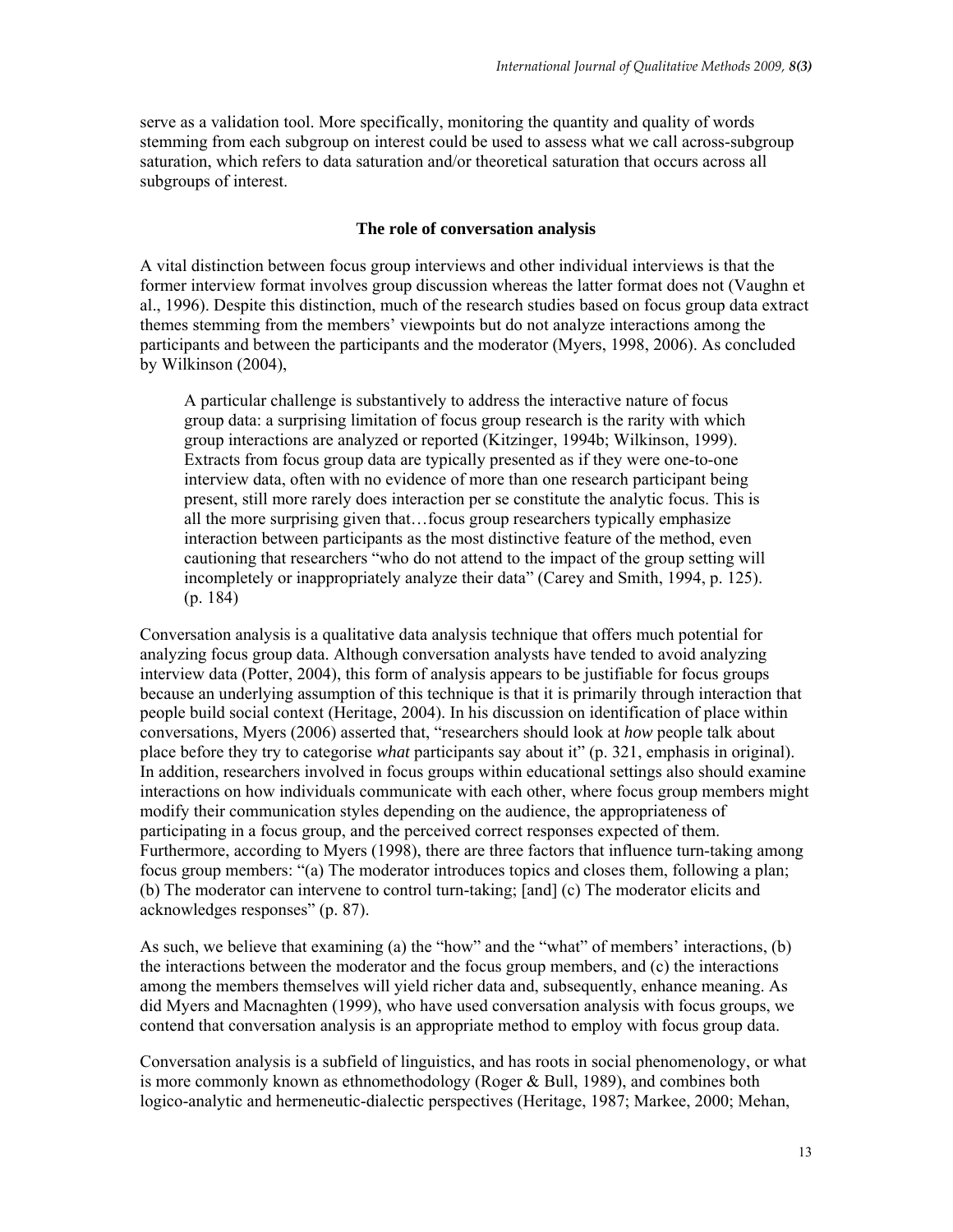serve as a validation tool. More specifically, monitoring the quantity and quality of words stemming from each subgroup on interest could be used to assess what we call across-subgroup saturation, which refers to data saturation and/or theoretical saturation that occurs across all subgroups of interest.

### The role of conversation analysis

A vital distinction between focus group interviews and other individual interviews is that the former interview format involves group discussion whereas the latter format does not (Vaughn et al., 1996). Despite this distinction, much of the research studies based on focus group data extract themes stemming from the members' viewpoints but do not analyze interactions among the participants and between the participants and the moderator (Myers, 1998, 2006). As concluded by Wilkinson (2004),

> A particular challenge is substantively to address the interactive nature of focus group data: a surprising limitation of focus group research is the rarity with which group interactions are analyzed or reported (Kitzinger, 1994b; Wilkinson, 1999). Extracts from focus group data are typically presented as if they were one-to-one interview data, often with no evidence of more than one research participant being present, still more rarely does interaction per se constitute the analytic focus. This is all the more surprising given that…focus group researchers typically emphasize interaction between participants as the most distinctive feature of the method, even cautioning that researchers "who do not attend to the impact of the group setting will incompletely or inappropriately analyze their data" (Carey and Smith, 1994, p. 125). (p. 184)

Conversation analysis is a qualitative data analysis technique that offers much potential for analyzing focus group data. Although conversation analysts have tended to avoid analyzing interview data (Potter, 2004), this form of analysis appears to be justifiable for focus groups because an underlying assumption of this technique is that it is primarily through interaction that people build social context (Heritage, 2004). In his discussion on identification of place within conversations, Myers (2006) asserted that, "researchers should look at *how* people talk about place before they try to categorise *what* participants say about it" (p. 321, emphasis in original). In addition, researchers involved in focus groups within educational settings also should examine interactions on how individuals communicate with each other, where focus group members might modify their communication styles depending on the audience, the appropriateness of participating in a focus group, and the perceived correct responses expected of them. Furthermore, according to Myers (1998), there are three factors that influence turn-taking among focus group members: "(a) The moderator introduces topics and closes them, following a plan; (b) The moderator can intervene to control turn-taking; [and] (c) The moderator elicits and acknowledges responses" (p. 87).

As such, we believe that examining (a) the "how" and the "what" of members' interactions, (b) the interactions between the moderator and the focus group members, and (c) the interactions among the members themselves will yield richer data and, subsequently, enhance meaning. As did Myers and Macnaghten (1999), who have used conversation analysis with focus groups, we contend that conversation analysis is an appropriate method to employ with focus group data.

Conversation analysis is a subfield of linguistics, and has roots in social phenomenology, or what is more commonly known as ethnomethodology (Roger & Bull, 1989), and combines both logico-analytic and hermeneutic-dialectic perspectives (Heritage, 1987; Markee, 2000; Mehan,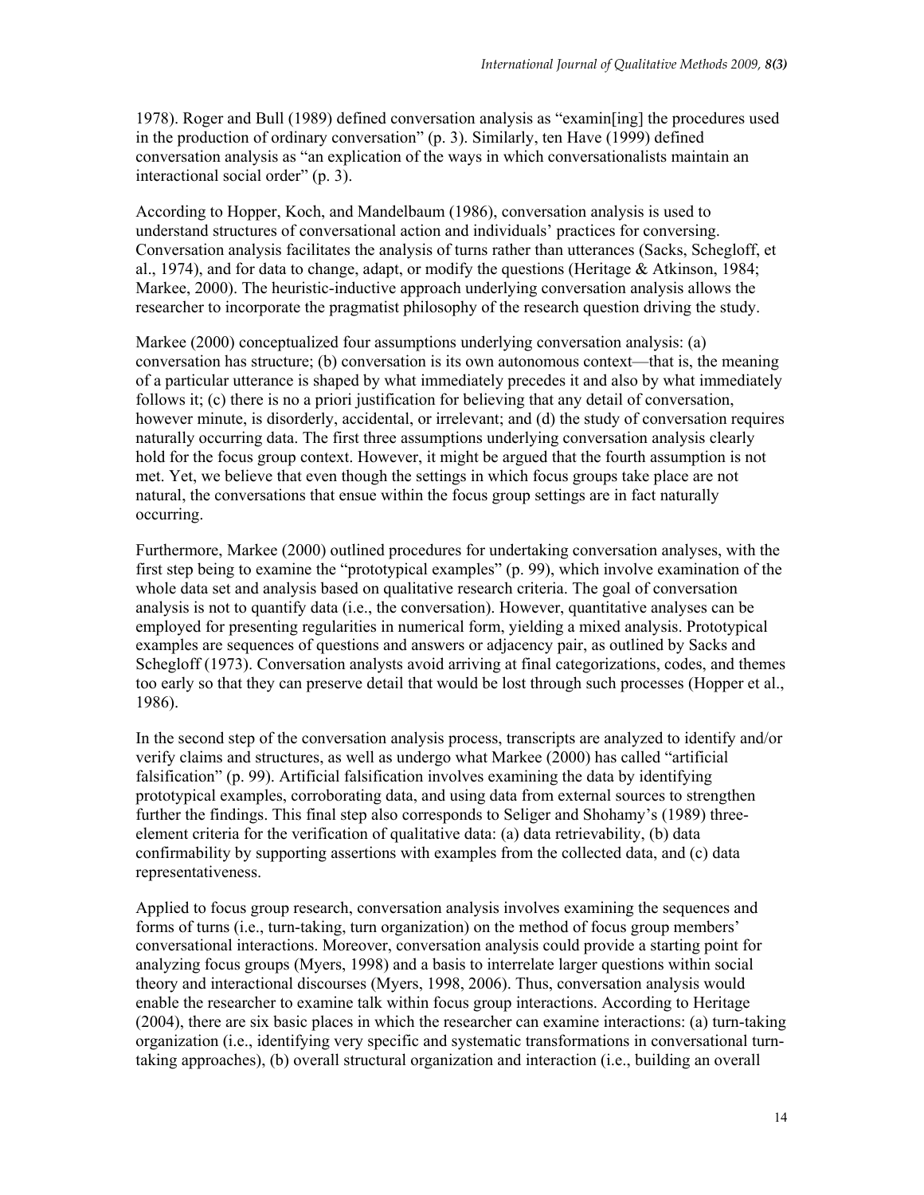1978). Roger and Bull (1989) defined conversation analysis as "examin[ing] the procedures used in the production of ordinary conversation" (p. 3). Similarly, ten Have (1999) defined conversation analysis as "an explication of the ways in which conversationalists maintain an interactional social order" (p. 3).

According to Hopper, Koch, and Mandelbaum (1986), conversation analysis is used to understand structures of conversational action and individuals' practices for conversing. Conversation analysis facilitates the analysis of turns rather than utterances (Sacks, Schegloff, et al., 1974), and for data to change, adapt, or modify the questions (Heritage & Atkinson, 1984; Markee, 2000). The heuristic-inductive approach underlying conversation analysis allows the researcher to incorporate the pragmatist philosophy of the research question driving the study.

Markee (2000) conceptualized four assumptions underlying conversation analysis: (a) conversation has structure; (b) conversation is its own autonomous context—that is, the meaning of a particular utterance is shaped by what immediately precedes it and also by what immediately follows it; (c) there is no a priori justification for believing that any detail of conversation, however minute, is disorderly, accidental, or irrelevant; and (d) the study of conversation requires naturally occurring data. The first three assumptions underlying conversation analysis clearly hold for the focus group context. However, it might be argued that the fourth assumption is not met. Yet, we believe that even though the settings in which focus groups take place are not natural, the conversations that ensue within the focus group settings are in fact naturally occurring.

Furthermore, Markee (2000) outlined procedures for undertaking conversation analyses, with the first step being to examine the "prototypical examples" (p. 99), which involve examination of the whole data set and analysis based on qualitative research criteria. The goal of conversation analysis is not to quantify data (i.e., the conversation). However, quantitative analyses can be employed for presenting regularities in numerical form, yielding a mixed analysis. Prototypical examples are sequences of questions and answers or adjacency pair, as outlined by Sacks and Schegloff (1973). Conversation analysts avoid arriving at final categorizations, codes, and themes too early so that they can preserve detail that would be lost through such processes (Hopper et al., 1986).

In the second step of the conversation analysis process, transcripts are analyzed to identify and/or verify claims and structures, as well as undergo what Markee (2000) has called "artificial falsification" (p. 99). Artificial falsification involves examining the data by identifying prototypical examples, corroborating data, and using data from external sources to strengthen further the findings. This final step also corresponds to Seliger and Shohamy's (1989) three-element criteria for the verification of qualitative data: (a) data retrievability, (b) data confirmability by supporting assertions with examples from the collected data, and (c) data representativeness.

Applied to focus group research, conversation analysis involves examining the sequences and forms of turns (i.e., turn-taking, turn organization) on the method of focus group members' conversational interactions. Moreover, conversation analysis could provide a starting point for analyzing focus groups (Myers, 1998) and a basis to interrelate larger questions within social theory and interactional discourses (Myers, 1998, 2006). Thus, conversation analysis would enable the researcher to examine talk within focus group interactions. According to Heritage (2004), there are six basic places in which the researcher can examine interactions: (a) turn-taking organization (i.e., identifying very specific and systematic transformations in conversational turn-taking approaches), (b) overall structural organization and interaction (i.e., building an overall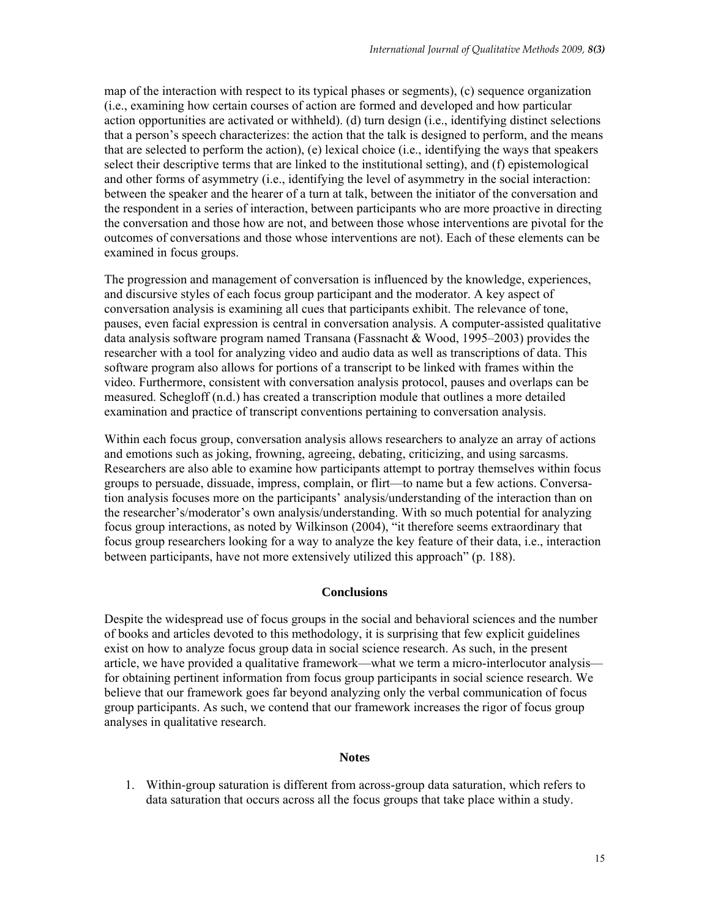map of the interaction with respect to its typical phases or segments), (c) sequence organization (i.e., examining how certain courses of action are formed and developed and how particular action opportunities are activated or withheld). (d) turn design (i.e., identifying distinct selections that a person's speech characterizes: the action that the talk is designed to perform, and the means that are selected to perform the action), (e) lexical choice (i.e., identifying the ways that speakers select their descriptive terms that are linked to the institutional setting), and (f) epistemological and other forms of asymmetry (i.e., identifying the level of asymmetry in the social interaction: between the speaker and the hearer of a turn at talk, between the initiator of the conversation and the respondent in a series of interaction, between participants who are more proactive in directing the conversation and those how are not, and between those whose interventions are pivotal for the outcomes of conversations and those whose interventions are not). Each of these elements can be examined in focus groups.

The progression and management of conversation is influenced by the knowledge, experiences, and discursive styles of each focus group participant and the moderator. A key aspect of conversation analysis is examining all cues that participants exhibit. The relevance of tone, pauses, even facial expression is central in conversation analysis. A computer-assisted qualitative data analysis software program named Transana (Fassnacht & Wood, 1995–2003) provides the researcher with a tool for analyzing video and audio data as well as transcriptions of data. This software program also allows for portions of a transcript to be linked with frames within the video. Furthermore, consistent with conversation analysis protocol, pauses and overlaps can be measured. Schegloff (n.d.) has created a transcription module that outlines a more detailed examination and practice of transcript conventions pertaining to conversation analysis.

Within each focus group, conversation analysis allows researchers to analyze an array of actions and emotions such as joking, frowning, agreeing, debating, criticizing, and using sarcasms. Researchers are also able to examine how participants attempt to portray themselves within focus groups to persuade, dissuade, impress, complain, or flirt—to name but a few actions. Conversation analysis focuses more on the participants' analysis/understanding of the interaction than on the researcher's/moderator's own analysis/understanding. With so much potential for analyzing focus group interactions, as noted by Wilkinson (2004), "it therefore seems extraordinary that focus group researchers looking for a way to analyze the key feature of their data, i.e., interaction between participants, have not more extensively utilized this approach" (p. 188).

## Conclusions

Despite the widespread use of focus groups in the social and behavioral sciences and the number of books and articles devoted to this methodology, it is surprising that few explicit guidelines exist on how to analyze focus group data in social science research. As such, in the present article, we have provided a qualitative framework—what we term a micro-interlocutor analysis—for obtaining pertinent information from focus group participants in social science research. We believe that our framework goes far beyond analyzing only the verbal communication of focus group participants. As such, we contend that our framework increases the rigor of focus group analyses in qualitative research.

## Notes

1. Within-group saturation is different from across-group data saturation, which refers to data saturation that occurs across all the focus groups that take place within a study.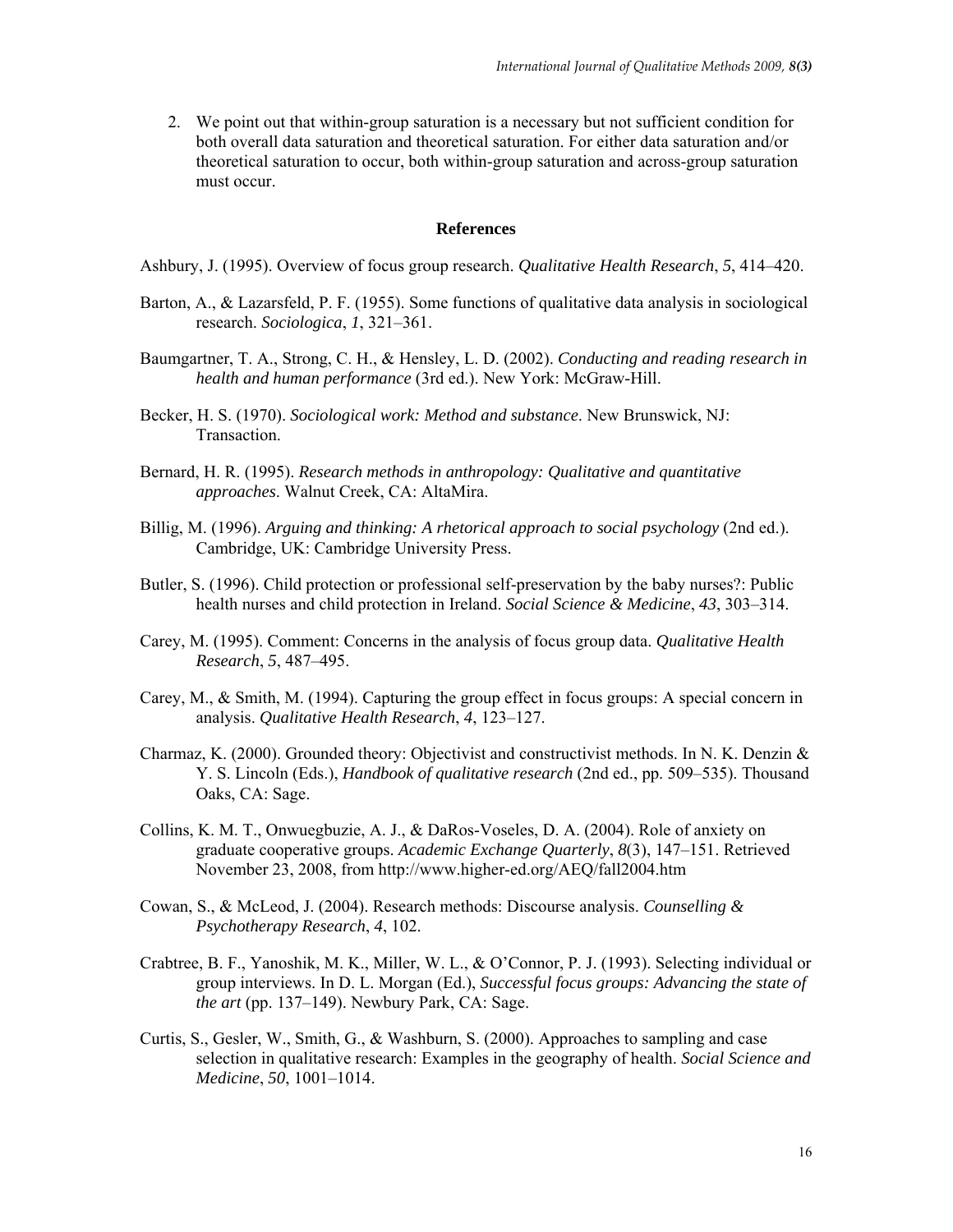2. We point out that within-group saturation is a necessary but not sufficient condition for both overall data saturation and theoretical saturation. For either data saturation and/or theoretical saturation to occur, both within-group saturation and across-group saturation must occur.

## References

Ashbury, J. (1995). Overview of focus group research. *Qualitative Health Research*, *5*, 414–420.

Barton, A., & Lazarsfeld, P. F. (1955). Some functions of qualitative data analysis in sociological research. *Sociologica*, *1*, 321–361.

Baumgartner, T. A., Strong, C. H., & Hensley, L. D. (2002). *Conducting and reading research in health and human performance* (3rd ed.). New York: McGraw-Hill.

Becker, H. S. (1970). *Sociological work: Method and substance*. New Brunswick, NJ: Transaction.

Bernard, H. R. (1995). *Research methods in anthropology: Qualitative and quantitative approaches*. Walnut Creek, CA: AltaMira.

Billig, M. (1996). *Arguing and thinking: A rhetorical approach to social psychology* (2nd ed.). Cambridge, UK: Cambridge University Press.

Butler, S. (1996). Child protection or professional self-preservation by the baby nurses?: Public health nurses and child protection in Ireland. *Social Science & Medicine*, *43*, 303–314.

Carey, M. (1995). Comment: Concerns in the analysis of focus group data. *Qualitative Health Research*, *5*, 487–495.

Carey, M., & Smith, M. (1994). Capturing the group effect in focus groups: A special concern in analysis. *Qualitative Health Research*, *4*, 123–127.

Charmaz, K. (2000). Grounded theory: Objectivist and constructivist methods. In N. K. Denzin & Y. S. Lincoln (Eds.), *Handbook of qualitative research* (2nd ed., pp. 509–535). Thousand Oaks, CA: Sage.

Collins, K. M. T., Onwuegbuzie, A. J., & DaRos-Voseles, D. A. (2004). Role of anxiety on graduate cooperative groups. *Academic Exchange Quarterly*, *8*(3), 147–151. Retrieved November 23, 2008, from http://www.higher-ed.org/AEQ/fall2004.htm

Cowan, S., & McLeod, J. (2004). Research methods: Discourse analysis. *Counselling & Psychotherapy Research*, *4*, 102.

Crabtree, B. F., Yanoshik, M. K., Miller, W. L., & O'Connor, P. J. (1993). Selecting individual or group interviews. In D. L. Morgan (Ed.), *Successful focus groups: Advancing the state of the art* (pp. 137–149). Newbury Park, CA: Sage.

Curtis, S., Gesler, W., Smith, G., & Washburn, S. (2000). Approaches to sampling and case selection in qualitative research: Examples in the geography of health. *Social Science and Medicine*, *50*, 1001–1014.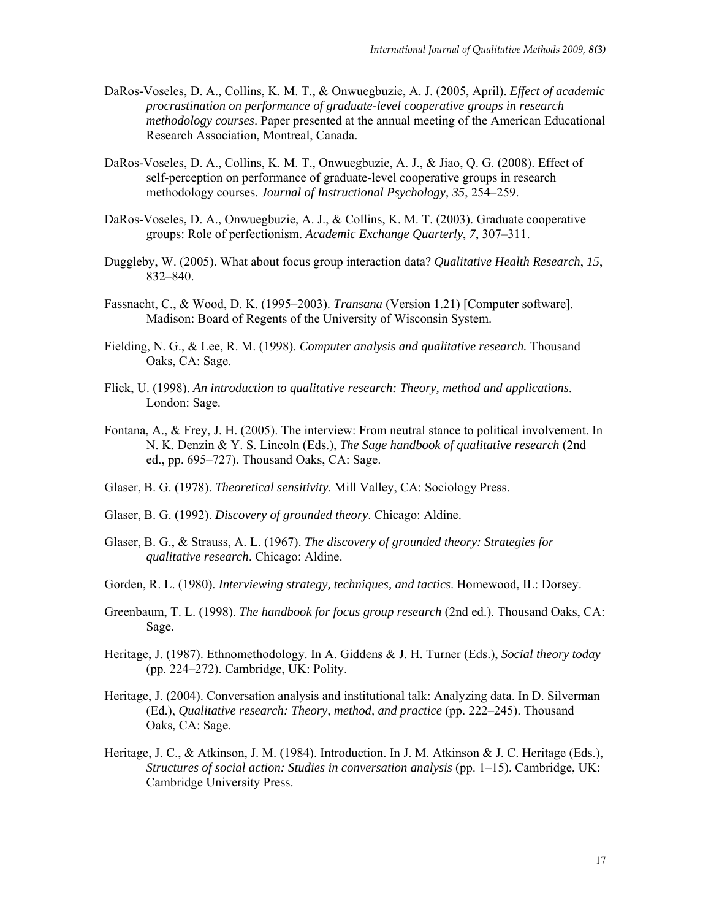DaRos-Voseles, D. A., Collins, K. M. T., & Onwuegbuzie, A. J. (2005, April). *Effect of academic procrastination on performance of graduate-level cooperative groups in research methodology courses*. Paper presented at the annual meeting of the American Educational Research Association, Montreal, Canada.

DaRos-Voseles, D. A., Collins, K. M. T., Onwuegbuzie, A. J., & Jiao, Q. G. (2008). Effect of self-perception on performance of graduate-level cooperative groups in research methodology courses. *Journal of Instructional Psychology*, *35*, 254–259.

DaRos-Voseles, D. A., Onwuegbuzie, A. J., & Collins, K. M. T. (2003). Graduate cooperative groups: Role of perfectionism. *Academic Exchange Quarterly*, *7*, 307–311.

Duggleby, W. (2005). What about focus group interaction data? *Qualitative Health Research*, *15*, 832–840.

Fassnacht, C., & Wood, D. K. (1995–2003). *Transana* (Version 1.21) [Computer software]. Madison: Board of Regents of the University of Wisconsin System.

Fielding, N. G., & Lee, R. M. (1998). *Computer analysis and qualitative research.* Thousand Oaks, CA: Sage.

Flick, U. (1998). *An introduction to qualitative research: Theory, method and applications*. London: Sage.

Fontana, A., & Frey, J. H. (2005). The interview: From neutral stance to political involvement. In N. K. Denzin & Y. S. Lincoln (Eds.), *The Sage handbook of qualitative research* (2nd ed., pp. 695–727). Thousand Oaks, CA: Sage.

Glaser, B. G. (1978). *Theoretical sensitivity*. Mill Valley, CA: Sociology Press.

Glaser, B. G. (1992). *Discovery of grounded theory*. Chicago: Aldine.

Glaser, B. G., & Strauss, A. L. (1967). *The discovery of grounded theory: Strategies for qualitative research*. Chicago: Aldine.

Gorden, R. L. (1980). *Interviewing strategy, techniques, and tactics*. Homewood, IL: Dorsey.

Greenbaum, T. L. (1998). *The handbook for focus group research* (2nd ed.). Thousand Oaks, CA: Sage.

Heritage, J. (1987). Ethnomethodology. In A. Giddens & J. H. Turner (Eds.), *Social theory today* (pp. 224–272). Cambridge, UK: Polity.

Heritage, J. (2004). Conversation analysis and institutional talk: Analyzing data. In D. Silverman (Ed.), *Qualitative research: Theory, method, and practice* (pp. 222–245). Thousand Oaks, CA: Sage.

Heritage, J. C., & Atkinson, J. M. (1984). Introduction. In J. M. Atkinson & J. C. Heritage (Eds.), *Structures of social action: Studies in conversation analysis* (pp. 1–15). Cambridge, UK: Cambridge University Press.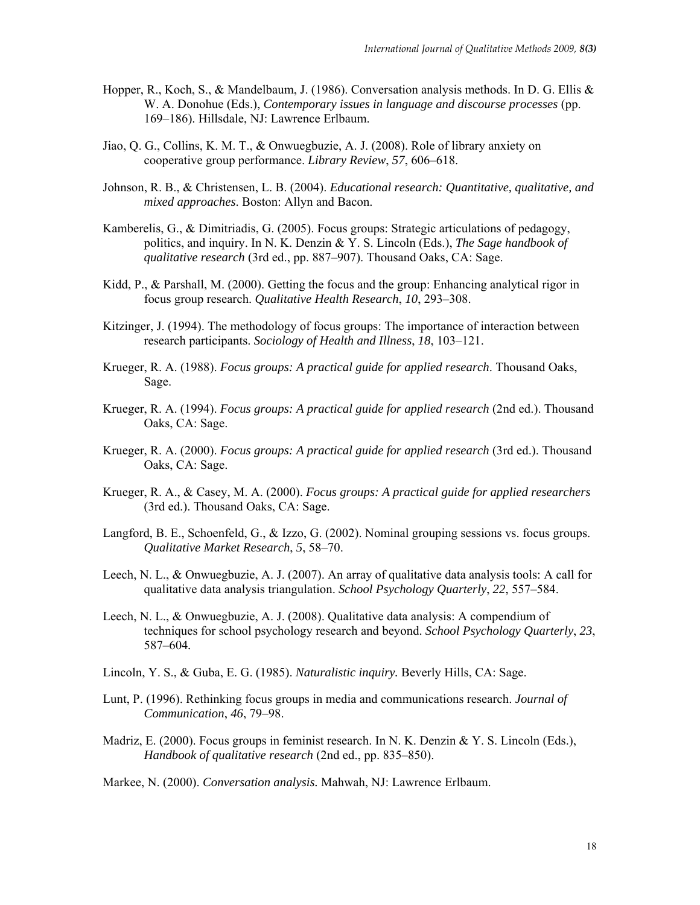Hopper, R., Koch, S., & Mandelbaum, J. (1986). Conversation analysis methods. In D. G. Ellis & W. A. Donohue (Eds.), *Contemporary issues in language and discourse processes* (pp. 169–186). Hillsdale, NJ: Lawrence Erlbaum.

Jiao, Q. G., Collins, K. M. T., & Onwuegbuzie, A. J. (2008). Role of library anxiety on cooperative group performance. *Library Review*, *57*, 606–618.

Johnson, R. B., & Christensen, L. B. (2004). *Educational research: Quantitative, qualitative, and mixed approaches*. Boston: Allyn and Bacon.

Kamberelis, G., & Dimitriadis, G. (2005). Focus groups: Strategic articulations of pedagogy, politics, and inquiry. In N. K. Denzin & Y. S. Lincoln (Eds.), *The Sage handbook of qualitative research* (3rd ed., pp. 887–907). Thousand Oaks, CA: Sage.

Kidd, P., & Parshall, M. (2000). Getting the focus and the group: Enhancing analytical rigor in focus group research. *Qualitative Health Research*, *10*, 293–308.

Kitzinger, J. (1994). The methodology of focus groups: The importance of interaction between research participants. *Sociology of Health and Illness*, *18*, 103–121.

Krueger, R. A. (1988). *Focus groups: A practical guide for applied research*. Thousand Oaks, Sage.

Krueger, R. A. (1994). *Focus groups: A practical guide for applied research* (2nd ed.). Thousand Oaks, CA: Sage.

Krueger, R. A. (2000). *Focus groups: A practical guide for applied research* (3rd ed.). Thousand Oaks, CA: Sage.

Krueger, R. A., & Casey, M. A. (2000). *Focus groups: A practical guide for applied researchers* (3rd ed.). Thousand Oaks, CA: Sage.

Langford, B. E., Schoenfeld, G., & Izzo, G. (2002). Nominal grouping sessions vs. focus groups. *Qualitative Market Research*, *5*, 58–70.

Leech, N. L., & Onwuegbuzie, A. J. (2007). An array of qualitative data analysis tools: A call for qualitative data analysis triangulation. *School Psychology Quarterly*, *22*, 557–584.

Leech, N. L., & Onwuegbuzie, A. J. (2008). Qualitative data analysis: A compendium of techniques for school psychology research and beyond. *School Psychology Quarterly*, *23*, 587–604.

Lincoln, Y. S., & Guba, E. G. (1985). *Naturalistic inquiry.* Beverly Hills, CA: Sage.

Lunt, P. (1996). Rethinking focus groups in media and communications research. *Journal of Communication*, *46*, 79–98.

Madriz, E. (2000). Focus groups in feminist research. In N. K. Denzin & Y. S. Lincoln (Eds.), *Handbook of qualitative research* (2nd ed., pp. 835–850).

Markee, N. (2000). *Conversation analysis.* Mahwah, NJ: Lawrence Erlbaum.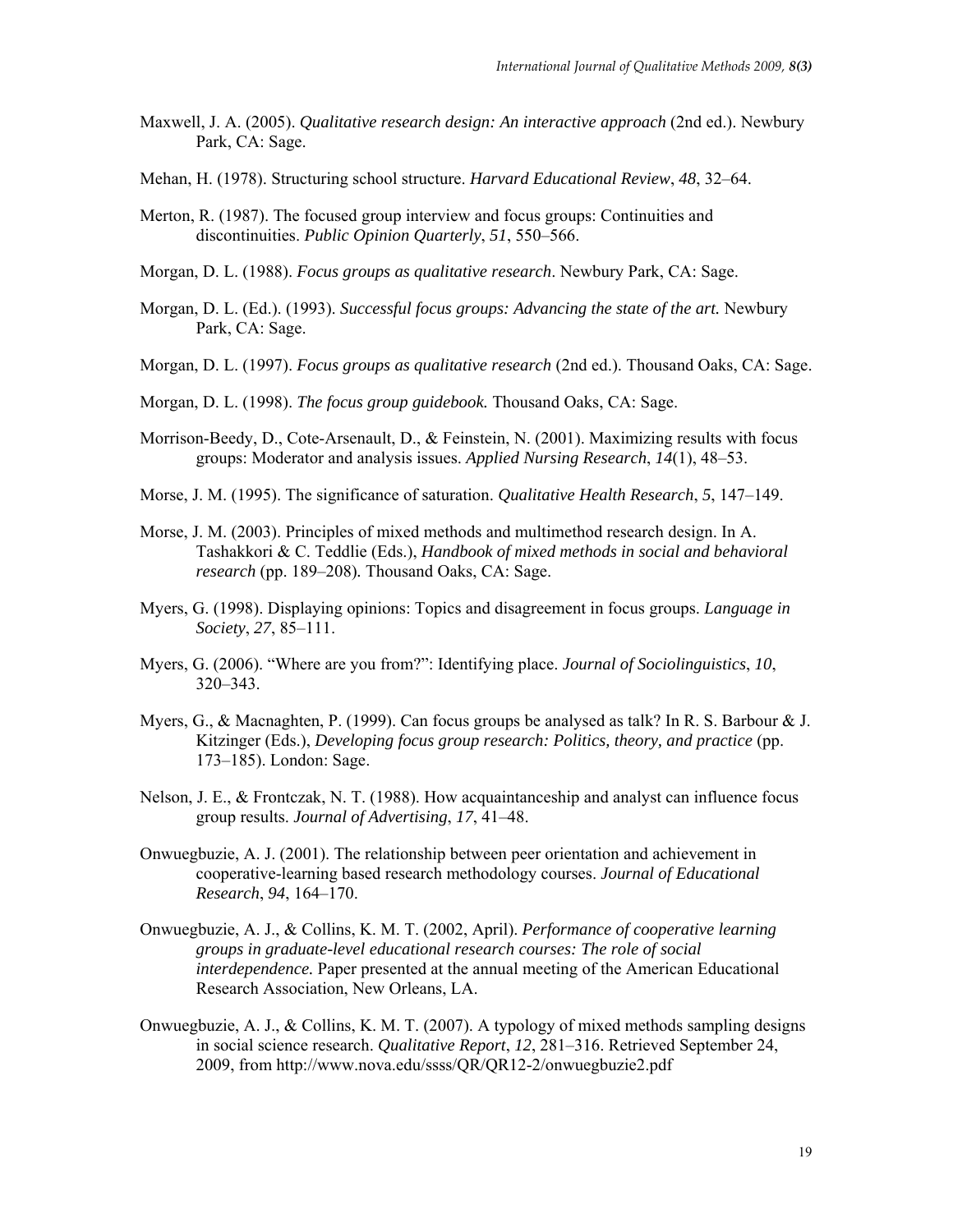Maxwell, J. A. (2005). *Qualitative research design: An interactive approach* (2nd ed.). Newbury Park, CA: Sage.

Mehan, H. (1978). Structuring school structure. *Harvard Educational Review*, *48*, 32–64.

Merton, R. (1987). The focused group interview and focus groups: Continuities and discontinuities. *Public Opinion Quarterly*, *51*, 550–566.

Morgan, D. L. (1988). *Focus groups as qualitative research*. Newbury Park, CA: Sage.

Morgan, D. L. (Ed.). (1993). *Successful focus groups: Advancing the state of the art.* Newbury Park, CA: Sage.

Morgan, D. L. (1997). *Focus groups as qualitative research* (2nd ed.). Thousand Oaks, CA: Sage.

Morgan, D. L. (1998). *The focus group guidebook.* Thousand Oaks, CA: Sage.

Morrison-Beedy, D., Cote-Arsenault, D., & Feinstein, N. (2001). Maximizing results with focus groups: Moderator and analysis issues. *Applied Nursing Research*, *14*(1), 48–53.

Morse, J. M. (1995). The significance of saturation. *Qualitative Health Research*, *5*, 147–149.

Morse, J. M. (2003). Principles of mixed methods and multimethod research design. In A. Tashakkori & C. Teddlie (Eds.), *Handbook of mixed methods in social and behavioral research* (pp. 189–208). Thousand Oaks, CA: Sage.

Myers, G. (1998). Displaying opinions: Topics and disagreement in focus groups. *Language in Society*, *27*, 85–111.

Myers, G. (2006). "Where are you from?": Identifying place. *Journal of Sociolinguistics*, *10*, 320–343.

Myers, G., & Macnaghten, P. (1999). Can focus groups be analysed as talk? In R. S. Barbour & J. Kitzinger (Eds.), *Developing focus group research: Politics, theory, and practice* (pp. 173–185). London: Sage.

Nelson, J. E., & Frontczak, N. T. (1988). How acquaintanceship and analyst can influence focus group results. *Journal of Advertising*, *17*, 41–48.

Onwuegbuzie, A. J. (2001). The relationship between peer orientation and achievement in cooperative-learning based research methodology courses. *Journal of Educational Research*, *94*, 164–170.

Onwuegbuzie, A. J., & Collins, K. M. T. (2002, April). *Performance of cooperative learning groups in graduate-level educational research courses: The role of social interdependence.* Paper presented at the annual meeting of the American Educational Research Association, New Orleans, LA.

Onwuegbuzie, A. J., & Collins, K. M. T. (2007). A typology of mixed methods sampling designs in social science research. *Qualitative Report*, *12*, 281–316. Retrieved September 24, 2009, from http://www.nova.edu/ssss/QR/QR12-2/onwuegbuzie2.pdf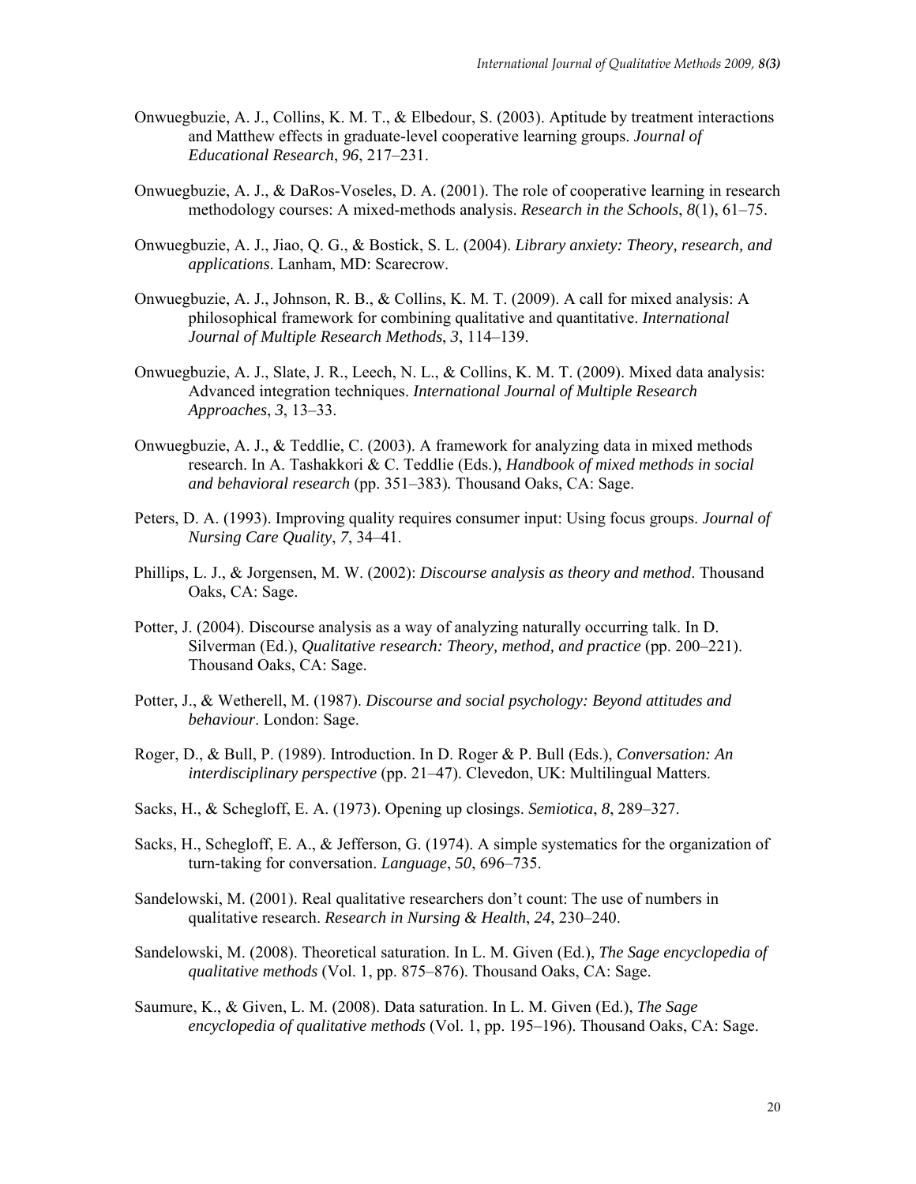Onwuegbuzie, A. J., Collins, K. M. T., & Elbedour, S. (2003). Aptitude by treatment interactions and Matthew effects in graduate-level cooperative learning groups. *Journal of Educational Research*, *96*, 217–231.

Onwuegbuzie, A. J., & DaRos-Voseles, D. A. (2001). The role of cooperative learning in research methodology courses: A mixed-methods analysis. *Research in the Schools*, *8*(1), 61–75.

Onwuegbuzie, A. J., Jiao, Q. G., & Bostick, S. L. (2004). *Library anxiety: Theory, research, and applications*. Lanham, MD: Scarecrow.

Onwuegbuzie, A. J., Johnson, R. B., & Collins, K. M. T. (2009). A call for mixed analysis: A philosophical framework for combining qualitative and quantitative. *International Journal of Multiple Research Methods*, *3*, 114–139.

Onwuegbuzie, A. J., Slate, J. R., Leech, N. L., & Collins, K. M. T. (2009). Mixed data analysis: Advanced integration techniques. *International Journal of Multiple Research Approaches*, *3*, 13–33.

Onwuegbuzie, A. J., & Teddlie, C. (2003). A framework for analyzing data in mixed methods research. In A. Tashakkori & C. Teddlie (Eds.), *Handbook of mixed methods in social and behavioral research* (pp. 351–383)*.* Thousand Oaks, CA: Sage.

Peters, D. A. (1993). Improving quality requires consumer input: Using focus groups. *Journal of Nursing Care Quality*, *7*, 34–41.

Phillips, L. J., & Jorgensen, M. W. (2002): *Discourse analysis as theory and method*. Thousand Oaks, CA: Sage.

Potter, J. (2004). Discourse analysis as a way of analyzing naturally occurring talk. In D. Silverman (Ed.), *Qualitative research: Theory, method, and practice* (pp. 200–221). Thousand Oaks, CA: Sage.

Potter, J., & Wetherell, M. (1987). *Discourse and social psychology: Beyond attitudes and behaviour*. London: Sage.

Roger, D., & Bull, P. (1989). Introduction. In D. Roger & P. Bull (Eds.), *Conversation: An interdisciplinary perspective* (pp. 21–47). Clevedon, UK: Multilingual Matters.

Sacks, H., & Schegloff, E. A. (1973). Opening up closings. *Semiotica*, *8*, 289–327.

Sacks, H., Schegloff, E. A., & Jefferson, G. (1974). A simple systematics for the organization of turn-taking for conversation. *Language*, *50*, 696–735.

Sandelowski, M. (2001). Real qualitative researchers don't count: The use of numbers in qualitative research. *Research in Nursing & Health*, *24*, 230–240.

Sandelowski, M. (2008). Theoretical saturation. In L. M. Given (Ed.), *The Sage encyclopedia of qualitative methods* (Vol. 1, pp. 875–876). Thousand Oaks, CA: Sage.

Saumure, K., & Given, L. M. (2008). Data saturation. In L. M. Given (Ed.), *The Sage encyclopedia of qualitative methods* (Vol. 1, pp. 195–196). Thousand Oaks, CA: Sage.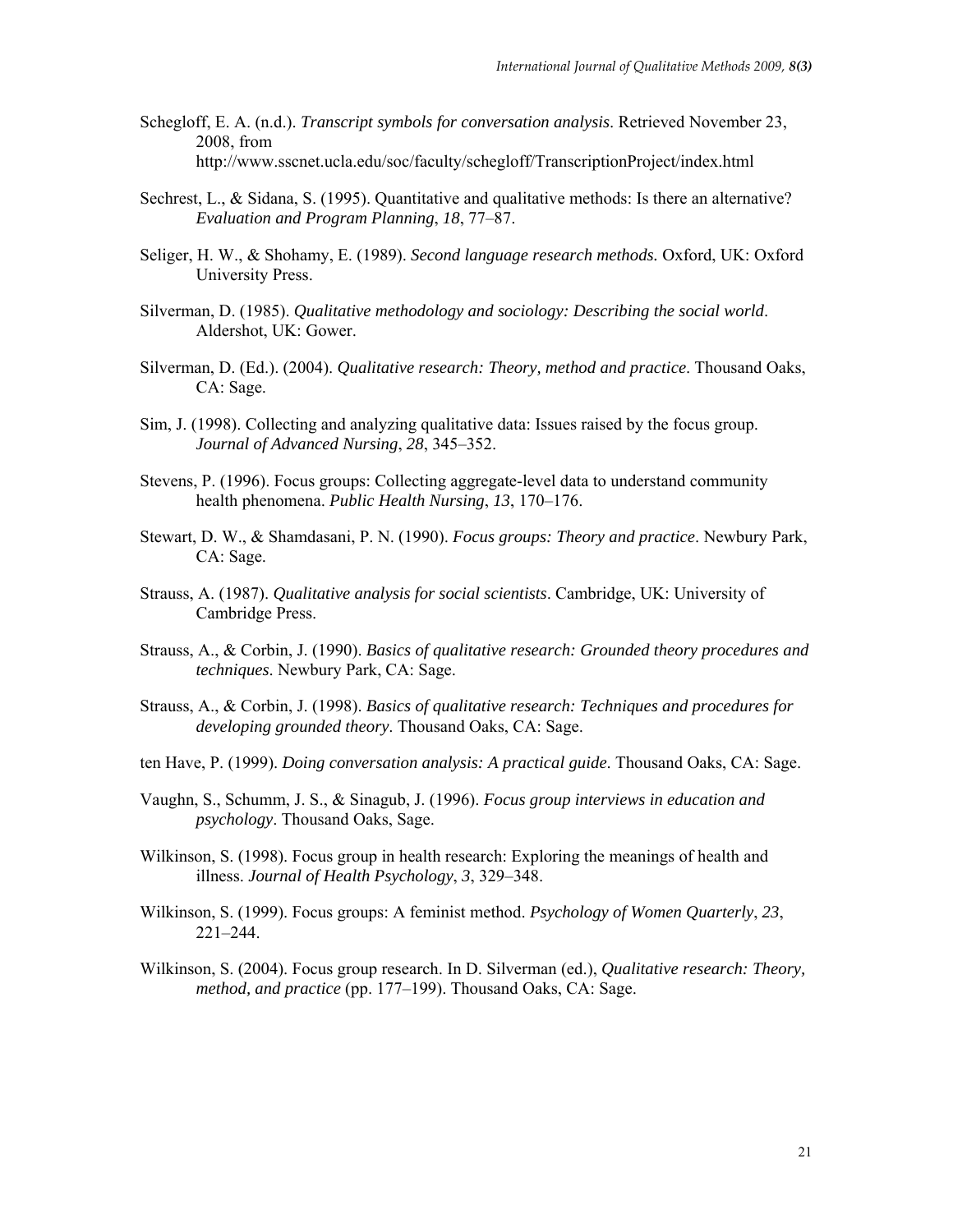Schegloff, E. A. (n.d.). *Transcript symbols for conversation analysis*. Retrieved November 23, 2008, from http://www.sscnet.ucla.edu/soc/faculty/schegloff/TranscriptionProject/index.html

Sechrest, L., & Sidana, S. (1995). Quantitative and qualitative methods: Is there an alternative? *Evaluation and Program Planning*, *18*, 77–87.

Seliger, H. W., & Shohamy, E. (1989). *Second language research methods.* Oxford, UK: Oxford University Press.

Silverman, D. (1985). *Qualitative methodology and sociology: Describing the social world*. Aldershot, UK: Gower.

Silverman, D. (Ed.). (2004). *Qualitative research: Theory, method and practice*. Thousand Oaks, CA: Sage.

Sim, J. (1998). Collecting and analyzing qualitative data: Issues raised by the focus group. *Journal of Advanced Nursing*, *28*, 345–352.

Stevens, P. (1996). Focus groups: Collecting aggregate-level data to understand community health phenomena. *Public Health Nursing*, *13*, 170–176.

Stewart, D. W., & Shamdasani, P. N. (1990). *Focus groups: Theory and practice*. Newbury Park, CA: Sage.

Strauss, A. (1987). *Qualitative analysis for social scientists*. Cambridge, UK: University of Cambridge Press.

Strauss, A., & Corbin, J. (1990). *Basics of qualitative research: Grounded theory procedures and techniques*. Newbury Park, CA: Sage.

Strauss, A., & Corbin, J. (1998). *Basics of qualitative research: Techniques and procedures for developing grounded theory*. Thousand Oaks, CA: Sage.

ten Have, P. (1999). *Doing conversation analysis: A practical guide*. Thousand Oaks, CA: Sage.

Vaughn, S., Schumm, J. S., & Sinagub, J. (1996). *Focus group interviews in education and psychology*. Thousand Oaks, Sage.

Wilkinson, S. (1998). Focus group in health research: Exploring the meanings of health and illness. *Journal of Health Psychology*, *3*, 329–348.

Wilkinson, S. (1999). Focus groups: A feminist method. *Psychology of Women Quarterly*, *23*, 221–244.

Wilkinson, S. (2004). Focus group research. In D. Silverman (ed.), *Qualitative research: Theory, method, and practice* (pp. 177–199). Thousand Oaks, CA: Sage.